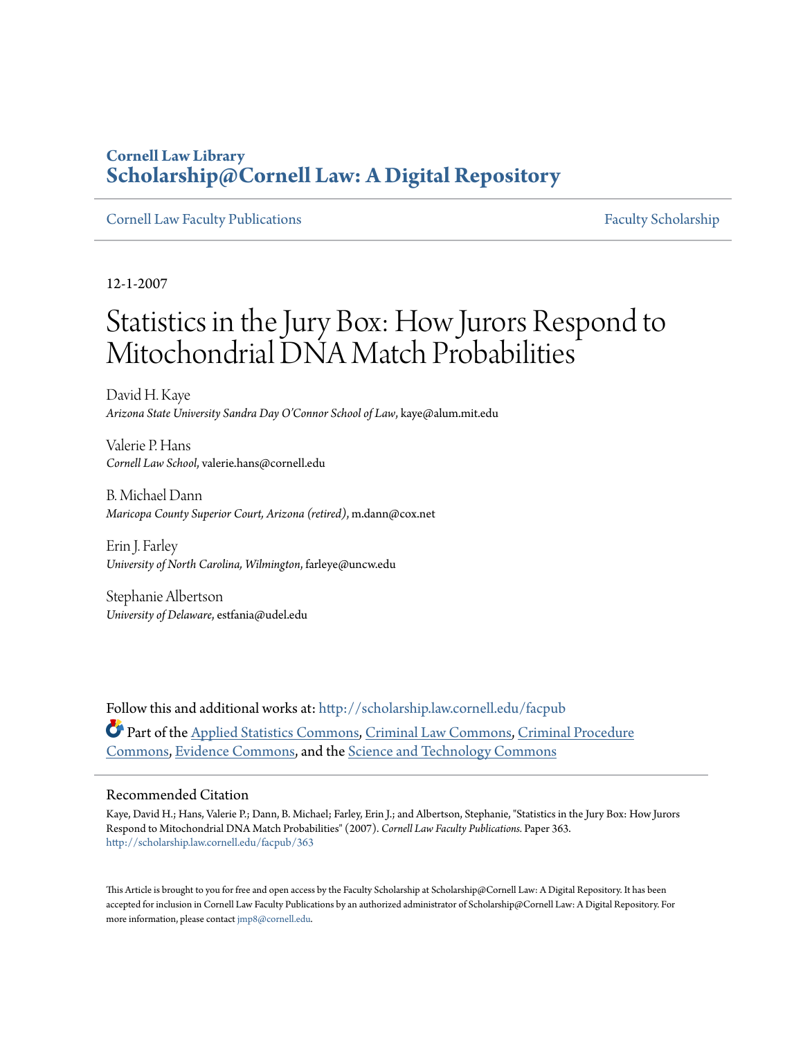**Cornell Law Library**
**Scholarship@Cornell Law: A Digital Repository**

Cornell Law Faculty Publications — Faculty Scholarship

12-1-2007

# Statistics in the Jury Box: How Jurors Respond to Mitochondrial DNA Match Probabilities

David H. Kaye
*Arizona State University Sandra Day O'Connor School of Law*, kaye@alum.mit.edu

Valerie P. Hans
*Cornell Law School*, valerie.hans@cornell.edu

B. Michael Dann
*Maricopa County Superior Court, Arizona (retired)*, m.dann@cox.net

Erin J. Farley
*University of North Carolina, Wilmington*, farleye@uncw.edu

Stephanie Albertson
*University of Delaware*, estfania@udel.edu

Follow this and additional works at: http://scholarship.law.cornell.edu/facpub

Part of the Applied Statistics Commons, Criminal Law Commons, Criminal Procedure Commons, Evidence Commons, and the Science and Technology Commons

## Recommended Citation

Kaye, David H.; Hans, Valerie P.; Dann, B. Michael; Farley, Erin J.; and Albertson, Stephanie, "Statistics in the Jury Box: How Jurors Respond to Mitochondrial DNA Match Probabilities" (2007). *Cornell Law Faculty Publications.* Paper 363.
http://scholarship.law.cornell.edu/facpub/363

This Article is brought to you for free and open access by the Faculty Scholarship at Scholarship@Cornell Law: A Digital Repository. It has been accepted for inclusion in Cornell Law Faculty Publications by an authorized administrator of Scholarship@Cornell Law: A Digital Repository. For more information, please contact jmp8@cornell.edu.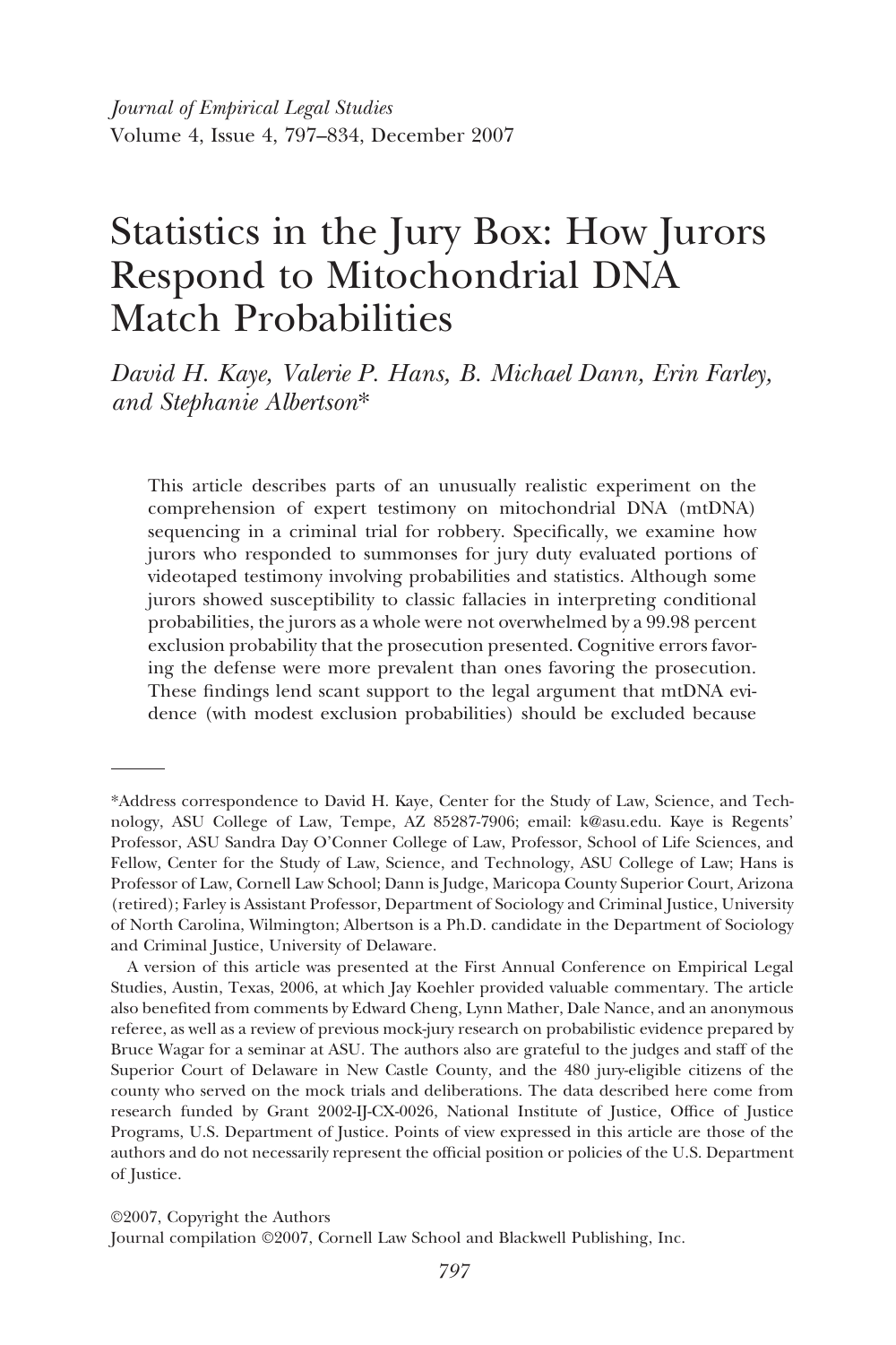Statistics in the Jury Box: How Jurors Respond to Mitochondrial DNA Match Probabilities

*David H. Kaye, Valerie P. Hans, B. Michael Dann, Erin Farley, and Stephanie Albertson*\*

This article describes parts of an unusually realistic experiment on the comprehension of expert testimony on mitochondrial DNA (mtDNA) sequencing in a criminal trial for robbery. Specifically, we examine how jurors who responded to summonses for jury duty evaluated portions of videotaped testimony involving probabilities and statistics. Although some jurors showed susceptibility to classic fallacies in interpreting conditional probabilities, the jurors as a whole were not overwhelmed by a 99.98 percent exclusion probability that the prosecution presented. Cognitive errors favoring the defense were more prevalent than ones favoring the prosecution. These findings lend scant support to the legal argument that mtDNA evidence (with modest exclusion probabilities) should be excluded because

---

\*Address correspondence to David H. Kaye, Center for the Study of Law, Science, and Technology, ASU College of Law, Tempe, AZ 85287-7906; email: k@asu.edu. Kaye is Regents' Professor, ASU Sandra Day O'Conner College of Law, Professor, School of Life Sciences, and Fellow, Center for the Study of Law, Science, and Technology, ASU College of Law; Hans is Professor of Law, Cornell Law School; Dann is Judge, Maricopa County Superior Court, Arizona (retired); Farley is Assistant Professor, Department of Sociology and Criminal Justice, University of North Carolina, Wilmington; Albertson is a Ph.D. candidate in the Department of Sociology and Criminal Justice, University of Delaware.

A version of this article was presented at the First Annual Conference on Empirical Legal Studies, Austin, Texas, 2006, at which Jay Koehler provided valuable commentary. The article also benefited from comments by Edward Cheng, Lynn Mather, Dale Nance, and an anonymous referee, as well as a review of previous mock-jury research on probabilistic evidence prepared by Bruce Wagar for a seminar at ASU. The authors also are grateful to the judges and staff of the Superior Court of Delaware in New Castle County, and the 480 jury-eligible citizens of the county who served on the mock trials and deliberations. The data described here come from research funded by Grant 2002-IJ-CX-0026, National Institute of Justice, Office of Justice Programs, U.S. Department of Justice. Points of view expressed in this article are those of the authors and do not necessarily represent the official position or policies of the U.S. Department of Justice.

©2007, Copyright the Authors
Journal compilation ©2007, Cornell Law School and Blackwell Publishing, Inc.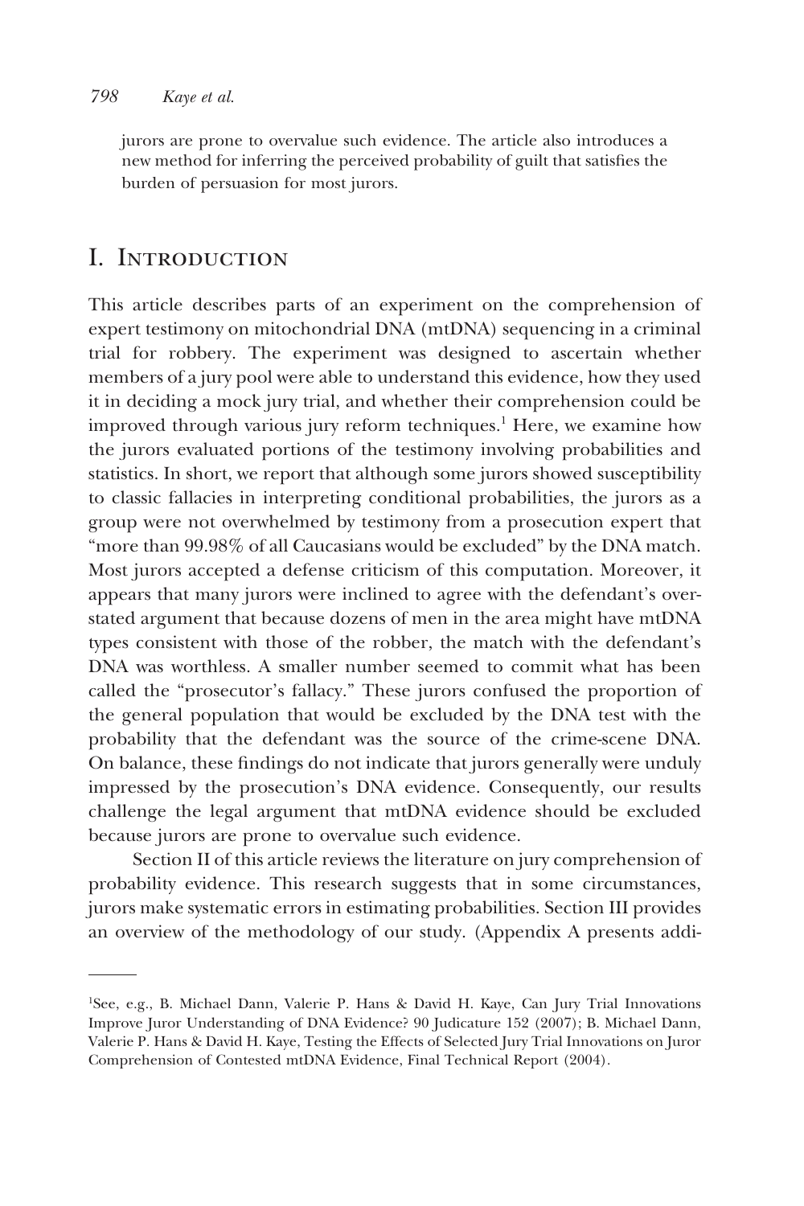jurors are prone to overvalue such evidence. The article also introduces a new method for inferring the perceived probability of guilt that satisfies the burden of persuasion for most jurors.

# I. Introduction

This article describes parts of an experiment on the comprehension of expert testimony on mitochondrial DNA (mtDNA) sequencing in a criminal trial for robbery. The experiment was designed to ascertain whether members of a jury pool were able to understand this evidence, how they used it in deciding a mock jury trial, and whether their comprehension could be improved through various jury reform techniques.[1] Here, we examine how the jurors evaluated portions of the testimony involving probabilities and statistics. In short, we report that although some jurors showed susceptibility to classic fallacies in interpreting conditional probabilities, the jurors as a group were not overwhelmed by testimony from a prosecution expert that "more than 99.98% of all Caucasians would be excluded" by the DNA match. Most jurors accepted a defense criticism of this computation. Moreover, it appears that many jurors were inclined to agree with the defendant's overstated argument that because dozens of men in the area might have mtDNA types consistent with those of the robber, the match with the defendant's DNA was worthless. A smaller number seemed to commit what has been called the "prosecutor's fallacy." These jurors confused the proportion of the general population that would be excluded by the DNA test with the probability that the defendant was the source of the crime-scene DNA. On balance, these findings do not indicate that jurors generally were unduly impressed by the prosecution's DNA evidence. Consequently, our results challenge the legal argument that mtDNA evidence should be excluded because jurors are prone to overvalue such evidence.

Section II of this article reviews the literature on jury comprehension of probability evidence. This research suggests that in some circumstances, jurors make systematic errors in estimating probabilities. Section III provides an overview of the methodology of our study. (Appendix A presents addi-

---

[1]See, e.g., B. Michael Dann, Valerie P. Hans & David H. Kaye, Can Jury Trial Innovations Improve Juror Understanding of DNA Evidence? 90 Judicature 152 (2007); B. Michael Dann, Valerie P. Hans & David H. Kaye, Testing the Effects of Selected Jury Trial Innovations on Juror Comprehension of Contested mtDNA Evidence, Final Technical Report (2004).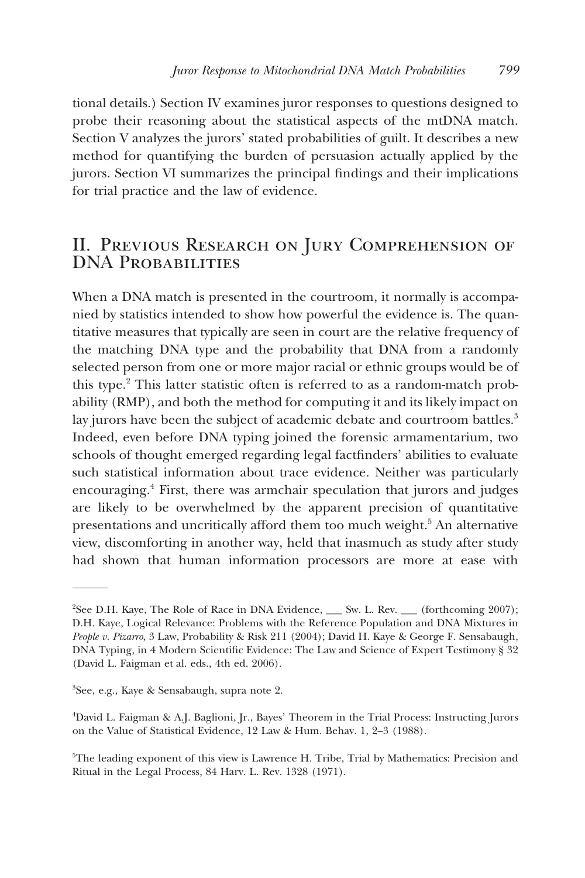tional details.) Section IV examines juror responses to questions designed to probe their reasoning about the statistical aspects of the mtDNA match. Section V analyzes the jurors' stated probabilities of guilt. It describes a new method for quantifying the burden of persuasion actually applied by the jurors. Section VI summarizes the principal findings and their implications for trial practice and the law of evidence.

## II. Previous Research on Jury Comprehension of DNA Probabilities

When a DNA match is presented in the courtroom, it normally is accompanied by statistics intended to show how powerful the evidence is. The quantitative measures that typically are seen in court are the relative frequency of the matching DNA type and the probability that DNA from a randomly selected person from one or more major racial or ethnic groups would be of this type.[2] This latter statistic often is referred to as a random-match probability (RMP), and both the method for computing it and its likely impact on lay jurors have been the subject of academic debate and courtroom battles.[3] Indeed, even before DNA typing joined the forensic armamentarium, two schools of thought emerged regarding legal factfinders' abilities to evaluate such statistical information about trace evidence. Neither was particularly encouraging.[4] First, there was armchair speculation that jurors and judges are likely to be overwhelmed by the apparent precision of quantitative presentations and uncritically afford them too much weight.[5] An alternative view, discomforting in another way, held that inasmuch as study after study had shown that human information processors are more at ease with

---

[2]See D.H. Kaye, The Role of Race in DNA Evidence, ___ Sw. L. Rev. ___ (forthcoming 2007); D.H. Kaye, Logical Relevance: Problems with the Reference Population and DNA Mixtures in *People v. Pizarro*, 3 Law, Probability & Risk 211 (2004); David H. Kaye & George F. Sensabaugh, DNA Typing, in 4 Modern Scientific Evidence: The Law and Science of Expert Testimony § 32 (David L. Faigman et al. eds., 4th ed. 2006).

[3]See, e.g., Kaye & Sensabaugh, supra note 2.

[4]David L. Faigman & A.J. Baglioni, Jr., Bayes' Theorem in the Trial Process: Instructing Jurors on the Value of Statistical Evidence, 12 Law & Hum. Behav. 1, 2–3 (1988).

[5]The leading exponent of this view is Lawrence H. Tribe, Trial by Mathematics: Precision and Ritual in the Legal Process, 84 Harv. L. Rev. 1328 (1971).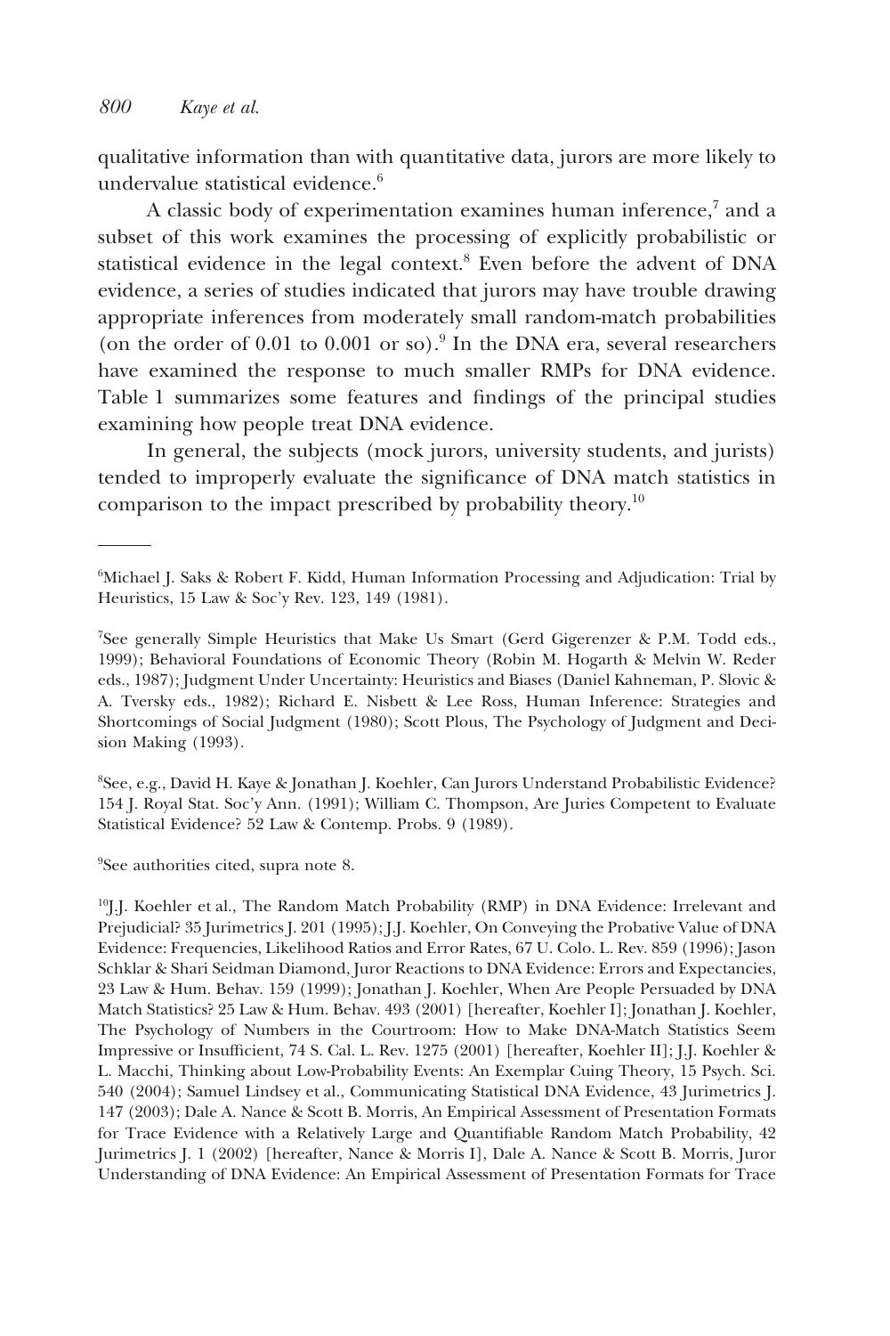qualitative information than with quantitative data, jurors are more likely to undervalue statistical evidence.[6]

A classic body of experimentation examines human inference,[7] and a subset of this work examines the processing of explicitly probabilistic or statistical evidence in the legal context.[8] Even before the advent of DNA evidence, a series of studies indicated that jurors may have trouble drawing appropriate inferences from moderately small random-match probabilities (on the order of 0.01 to 0.001 or so).[9] In the DNA era, several researchers have examined the response to much smaller RMPs for DNA evidence. Table 1 summarizes some features and findings of the principal studies examining how people treat DNA evidence.

In general, the subjects (mock jurors, university students, and jurists) tended to improperly evaluate the significance of DNA match statistics in comparison to the impact prescribed by probability theory.[10]

---

[6]Michael J. Saks & Robert F. Kidd, Human Information Processing and Adjudication: Trial by Heuristics, 15 Law & Soc'y Rev. 123, 149 (1981).

[7]See generally Simple Heuristics that Make Us Smart (Gerd Gigerenzer & P.M. Todd eds., 1999); Behavioral Foundations of Economic Theory (Robin M. Hogarth & Melvin W. Reder eds., 1987); Judgment Under Uncertainty: Heuristics and Biases (Daniel Kahneman, P. Slovic & A. Tversky eds., 1982); Richard E. Nisbett & Lee Ross, Human Inference: Strategies and Shortcomings of Social Judgment (1980); Scott Plous, The Psychology of Judgment and Decision Making (1993).

[8]See, e.g., David H. Kaye & Jonathan J. Koehler, Can Jurors Understand Probabilistic Evidence? 154 J. Royal Stat. Soc'y Ann. (1991); William C. Thompson, Are Juries Competent to Evaluate Statistical Evidence? 52 Law & Contemp. Probs. 9 (1989).

[9]See authorities cited, supra note 8.

[10]J.J. Koehler et al., The Random Match Probability (RMP) in DNA Evidence: Irrelevant and Prejudicial? 35 Jurimetrics J. 201 (1995); J.J. Koehler, On Conveying the Probative Value of DNA Evidence: Frequencies, Likelihood Ratios and Error Rates, 67 U. Colo. L. Rev. 859 (1996); Jason Schklar & Shari Seidman Diamond, Juror Reactions to DNA Evidence: Errors and Expectancies, 23 Law & Hum. Behav. 159 (1999); Jonathan J. Koehler, When Are People Persuaded by DNA Match Statistics? 25 Law & Hum. Behav. 493 (2001) [hereafter, Koehler I]; Jonathan J. Koehler, The Psychology of Numbers in the Courtroom: How to Make DNA-Match Statistics Seem Impressive or Insufficient, 74 S. Cal. L. Rev. 1275 (2001) [hereafter, Koehler II]; J.J. Koehler & L. Macchi, Thinking about Low-Probability Events: An Exemplar Cuing Theory, 15 Psych. Sci. 540 (2004); Samuel Lindsey et al., Communicating Statistical DNA Evidence, 43 Jurimetrics J. 147 (2003); Dale A. Nance & Scott B. Morris, An Empirical Assessment of Presentation Formats for Trace Evidence with a Relatively Large and Quantifiable Random Match Probability, 42 Jurimetrics J. 1 (2002) [hereafter, Nance & Morris I], Dale A. Nance & Scott B. Morris, Juror Understanding of DNA Evidence: An Empirical Assessment of Presentation Formats for Trace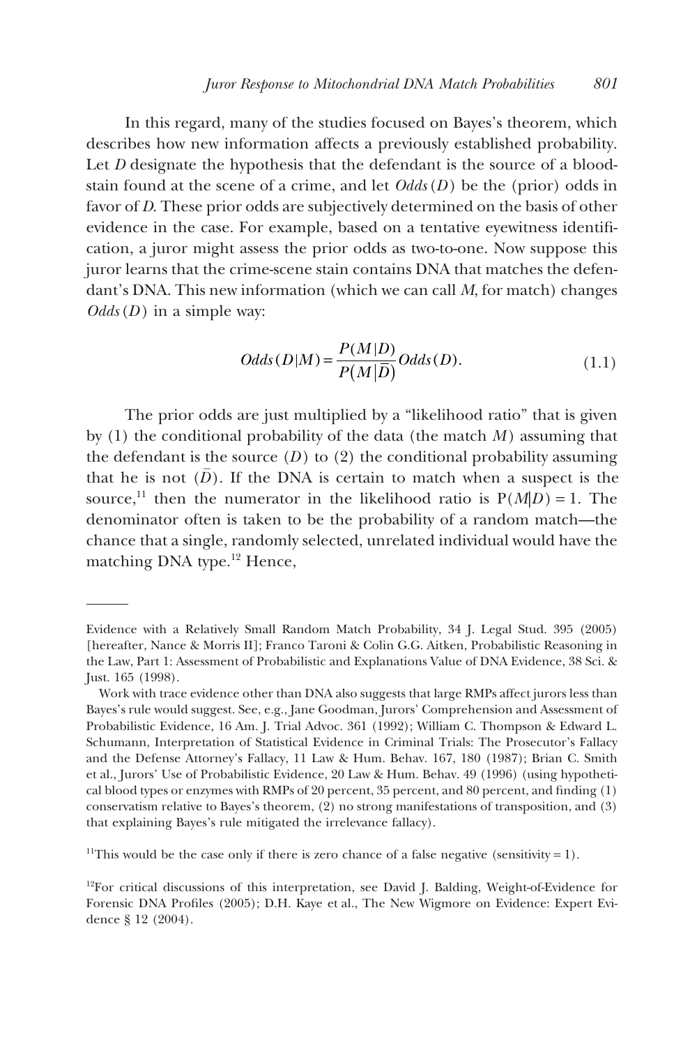In this regard, many of the studies focused on Bayes's theorem, which describes how new information affects a previously established probability. Let $D$ designate the hypothesis that the defendant is the source of a bloodstain found at the scene of a crime, and let $Odds(D)$ be the (prior) odds in favor of $D$. These prior odds are subjectively determined on the basis of other evidence in the case. For example, based on a tentative eyewitness identification, a juror might assess the prior odds as two-to-one. Now suppose this juror learns that the crime-scene stain contains DNA that matches the defendant's DNA. This new information (which we can call $M$, for match) changes $Odds(D)$ in a simple way:

$$Odds(D|M) = \frac{P(M|D)}{P(M|\bar{D})} Odds(D). \tag{1.1}$$

The prior odds are just multiplied by a "likelihood ratio" that is given by (1) the conditional probability of the data (the match $M$) assuming that the defendant is the source ($D$) to (2) the conditional probability assuming that he is not ($\bar{D}$). If the DNA is certain to match when a suspect is the source,[11] then the numerator in the likelihood ratio is $P(M|D) = 1$. The denominator often is taken to be the probability of a random match—the chance that a single, randomly selected, unrelated individual would have the matching DNA type.[12] Hence,

---

Evidence with a Relatively Small Random Match Probability, 34 J. Legal Stud. 395 (2005) [hereafter, Nance & Morris II]; Franco Taroni & Colin G.G. Aitken, Probabilistic Reasoning in the Law, Part 1: Assessment of Probabilistic and Explanations Value of DNA Evidence, 38 Sci. & Just. 165 (1998).

Work with trace evidence other than DNA also suggests that large RMPs affect jurors less than Bayes's rule would suggest. See, e.g., Jane Goodman, Jurors' Comprehension and Assessment of Probabilistic Evidence, 16 Am. J. Trial Advoc. 361 (1992); William C. Thompson & Edward L. Schumann, Interpretation of Statistical Evidence in Criminal Trials: The Prosecutor's Fallacy and the Defense Attorney's Fallacy, 11 Law & Hum. Behav. 167, 180 (1987); Brian C. Smith et al., Jurors' Use of Probabilistic Evidence, 20 Law & Hum. Behav. 49 (1996) (using hypothetical blood types or enzymes with RMPs of 20 percent, 35 percent, and 80 percent, and finding (1) conservatism relative to Bayes's theorem, (2) no strong manifestations of transposition, and (3) that explaining Bayes's rule mitigated the irrelevance fallacy).

[11]This would be the case only if there is zero chance of a false negative (sensitivity = 1).

[12]For critical discussions of this interpretation, see David J. Balding, Weight-of-Evidence for Forensic DNA Profiles (2005); D.H. Kaye et al., The New Wigmore on Evidence: Expert Evidence § 12 (2004).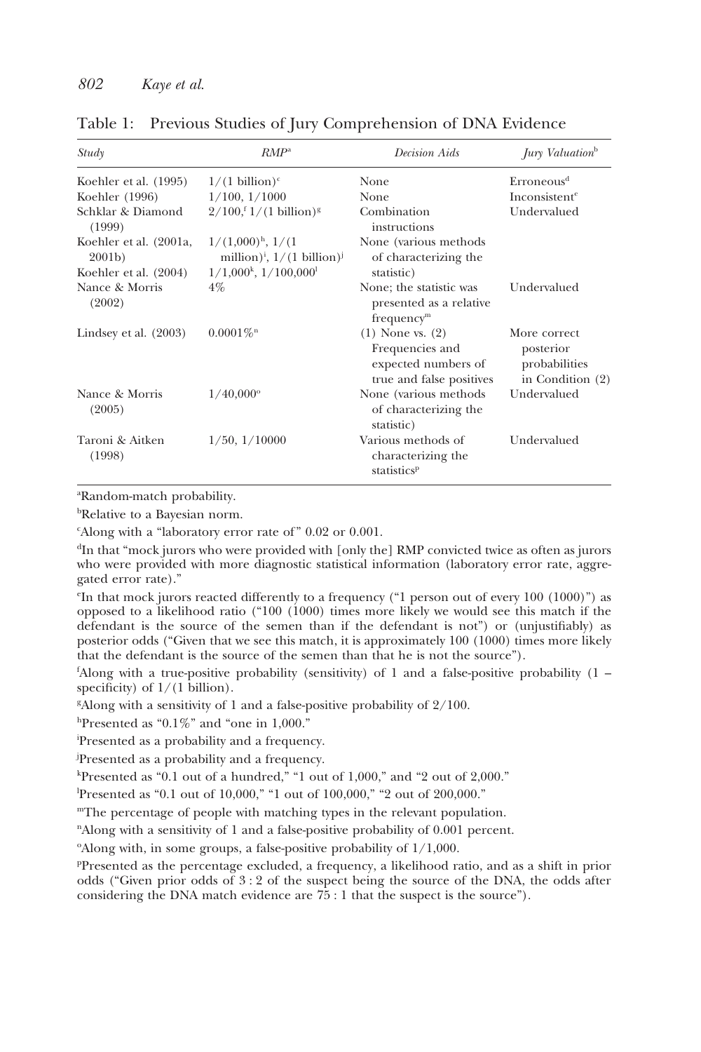Table 1: Previous Studies of Jury Comprehension of DNA Evidence

| *Study* | *RMP*[a] | *Decision Aids* | *Jury Valuation*[b] |
|---|---|---|---|
| Koehler et al. (1995) | 1/(1 billion)[c] | None | Erroneous[d] |
| Koehler (1996) | 1/100, 1/1000 | None | Inconsistent[e] |
| Schklar & Diamond (1999) | 2/100,[f] 1/(1 billion)[g] | Combination instructions | Undervalued |
| Koehler et al. (2001a, 2001b) | 1/(1,000)[h], 1/(1 million)[i], 1/(1 billion)[j] | None (various methods of characterizing the statistic) | |
| Koehler et al. (2004) | 1/1,000[k], 1/100,000[l] | | |
| Nance & Morris (2002) | 4% | None; the statistic was presented as a relative frequency[m] | Undervalued |
| Lindsey et al. (2003) | 0.0001%[n] | (1) None vs. (2) Frequencies and expected numbers of true and false positives | More correct posterior probabilities in Condition (2) |
| Nance & Morris (2005) | 1/40,000[o] | None (various methods of characterizing the statistic) | Undervalued |
| Taroni & Aitken (1998) | 1/50, 1/10000 | Various methods of characterizing the statistics[p] | Undervalued |

[a]Random-match probability.

[b]Relative to a Bayesian norm.

[c]Along with a "laboratory error rate of" 0.02 or 0.001.

[d]In that "mock jurors who were provided with [only the] RMP convicted twice as often as jurors who were provided with more diagnostic statistical information (laboratory error rate, aggregated error rate)."

[e]In that mock jurors reacted differently to a frequency ("1 person out of every 100 (1000)") as opposed to a likelihood ratio ("100 (1000) times more likely we would see this match if the defendant is the source of the semen than if the defendant is not") or (unjustifiably) as posterior odds ("Given that we see this match, it is approximately 100 (1000) times more likely that the defendant is the source of the semen than that he is not the source").

[f]Along with a true-positive probability (sensitivity) of 1 and a false-positive probability (1 – specificity) of 1/(1 billion).

[g]Along with a sensitivity of 1 and a false-positive probability of 2/100.

[h]Presented as "0.1%" and "one in 1,000."

[i]Presented as a probability and a frequency.

[j]Presented as a probability and a frequency.

[k]Presented as "0.1 out of a hundred," "1 out of 1,000," and "2 out of 2,000."

[l]Presented as "0.1 out of 10,000," "1 out of 100,000," "2 out of 200,000."

[m]The percentage of people with matching types in the relevant population.

[n]Along with a sensitivity of 1 and a false-positive probability of 0.001 percent.

[o]Along with, in some groups, a false-positive probability of 1/1,000.

[p]Presented as the percentage excluded, a frequency, a likelihood ratio, and as a shift in prior odds ("Given prior odds of 3 : 2 of the suspect being the source of the DNA, the odds after considering the DNA match evidence are 75 : 1 that the suspect is the source").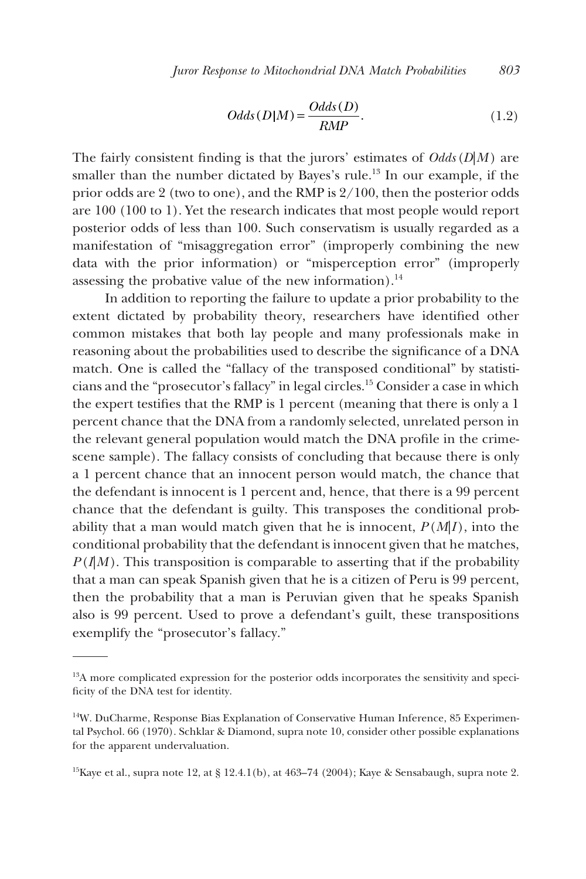$$Odds(D|M) = \frac{Odds(D)}{RMP}. \tag{1.2}$$

The fairly consistent finding is that the jurors' estimates of $Odds(D|M)$ are smaller than the number dictated by Bayes's rule.[13] In our example, if the prior odds are 2 (two to one), and the RMP is 2/100, then the posterior odds are 100 (100 to 1). Yet the research indicates that most people would report posterior odds of less than 100. Such conservatism is usually regarded as a manifestation of "misaggregation error" (improperly combining the new data with the prior information) or "misperception error" (improperly assessing the probative value of the new information).[14]

In addition to reporting the failure to update a prior probability to the extent dictated by probability theory, researchers have identified other common mistakes that both lay people and many professionals make in reasoning about the probabilities used to describe the significance of a DNA match. One is called the "fallacy of the transposed conditional" by statisticians and the "prosecutor's fallacy" in legal circles.[15] Consider a case in which the expert testifies that the RMP is 1 percent (meaning that there is only a 1 percent chance that the DNA from a randomly selected, unrelated person in the relevant general population would match the DNA profile in the crime-scene sample). The fallacy consists of concluding that because there is only a 1 percent chance that an innocent person would match, the chance that the defendant is innocent is 1 percent and, hence, that there is a 99 percent chance that the defendant is guilty. This transposes the conditional probability that a man would match given that he is innocent, $P(M|I)$, into the conditional probability that the defendant is innocent given that he matches, $P(I|M)$. This transposition is comparable to asserting that if the probability that a man can speak Spanish given that he is a citizen of Peru is 99 percent, then the probability that a man is Peruvian given that he speaks Spanish also is 99 percent. Used to prove a defendant's guilt, these transpositions exemplify the "prosecutor's fallacy."

---

[13]A more complicated expression for the posterior odds incorporates the sensitivity and specificity of the DNA test for identity.

[14]W. DuCharme, Response Bias Explanation of Conservative Human Inference, 85 Experimental Psychol. 66 (1970). Schklar & Diamond, supra note 10, consider other possible explanations for the apparent undervaluation.

[15]Kaye et al., supra note 12, at § 12.4.1(b), at 463–74 (2004); Kaye & Sensabaugh, supra note 2.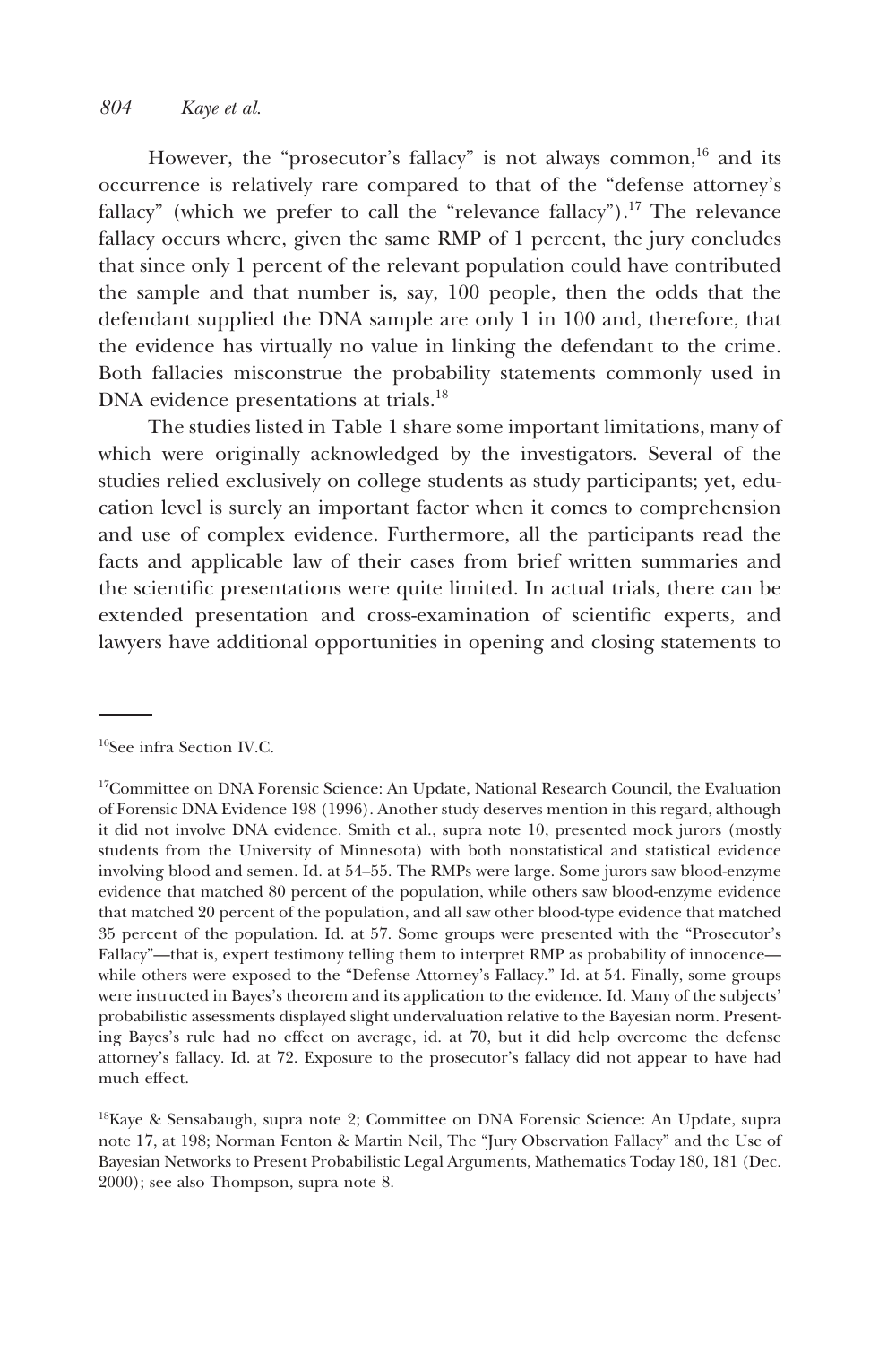However, the "prosecutor's fallacy" is not always common,[16] and its occurrence is relatively rare compared to that of the "defense attorney's fallacy" (which we prefer to call the "relevance fallacy").[17] The relevance fallacy occurs where, given the same RMP of 1 percent, the jury concludes that since only 1 percent of the relevant population could have contributed the sample and that number is, say, 100 people, then the odds that the defendant supplied the DNA sample are only 1 in 100 and, therefore, that the evidence has virtually no value in linking the defendant to the crime. Both fallacies misconstrue the probability statements commonly used in DNA evidence presentations at trials.[18]

The studies listed in Table 1 share some important limitations, many of which were originally acknowledged by the investigators. Several of the studies relied exclusively on college students as study participants; yet, education level is surely an important factor when it comes to comprehension and use of complex evidence. Furthermore, all the participants read the facts and applicable law of their cases from brief written summaries and the scientific presentations were quite limited. In actual trials, there can be extended presentation and cross-examination of scientific experts, and lawyers have additional opportunities in opening and closing statements to

---

[16]See infra Section IV.C.

[17]Committee on DNA Forensic Science: An Update, National Research Council, the Evaluation of Forensic DNA Evidence 198 (1996). Another study deserves mention in this regard, although it did not involve DNA evidence. Smith et al., supra note 10, presented mock jurors (mostly students from the University of Minnesota) with both nonstatistical and statistical evidence involving blood and semen. Id. at 54–55. The RMPs were large. Some jurors saw blood-enzyme evidence that matched 80 percent of the population, while others saw blood-enzyme evidence that matched 20 percent of the population, and all saw other blood-type evidence that matched 35 percent of the population. Id. at 57. Some groups were presented with the "Prosecutor's Fallacy"—that is, expert testimony telling them to interpret RMP as probability of innocence—while others were exposed to the "Defense Attorney's Fallacy." Id. at 54. Finally, some groups were instructed in Bayes's theorem and its application to the evidence. Id. Many of the subjects' probabilistic assessments displayed slight undervaluation relative to the Bayesian norm. Presenting Bayes's rule had no effect on average, id. at 70, but it did help overcome the defense attorney's fallacy. Id. at 72. Exposure to the prosecutor's fallacy did not appear to have had much effect.

[18]Kaye & Sensabaugh, supra note 2; Committee on DNA Forensic Science: An Update, supra note 17, at 198; Norman Fenton & Martin Neil, The "Jury Observation Fallacy" and the Use of Bayesian Networks to Present Probabilistic Legal Arguments, Mathematics Today 180, 181 (Dec. 2000); see also Thompson, supra note 8.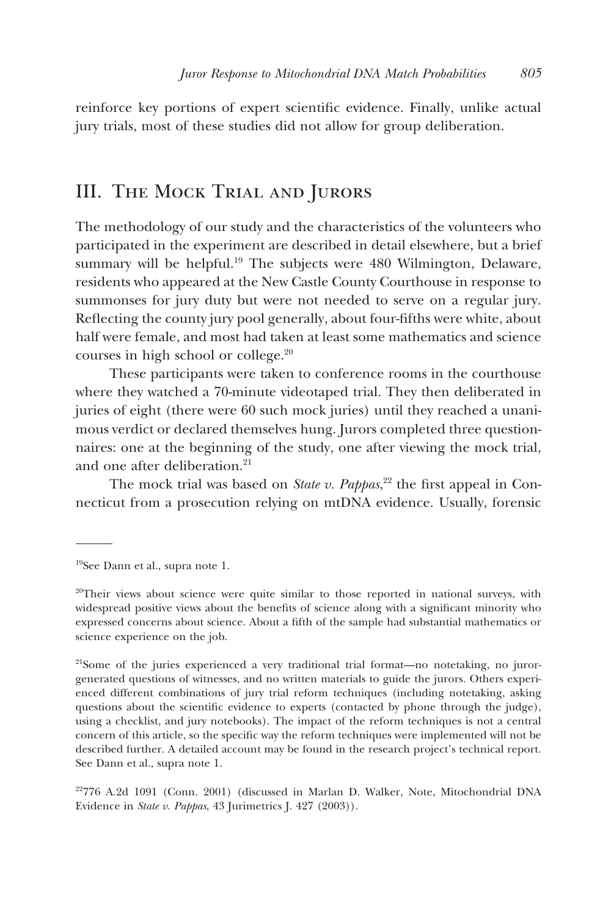reinforce key portions of expert scientific evidence. Finally, unlike actual jury trials, most of these studies did not allow for group deliberation.

## III. The Mock Trial and Jurors

The methodology of our study and the characteristics of the volunteers who participated in the experiment are described in detail elsewhere, but a brief summary will be helpful.[19] The subjects were 480 Wilmington, Delaware, residents who appeared at the New Castle County Courthouse in response to summonses for jury duty but were not needed to serve on a regular jury. Reflecting the county jury pool generally, about four-fifths were white, about half were female, and most had taken at least some mathematics and science courses in high school or college.[20]

These participants were taken to conference rooms in the courthouse where they watched a 70-minute videotaped trial. They then deliberated in juries of eight (there were 60 such mock juries) until they reached a unanimous verdict or declared themselves hung. Jurors completed three questionnaires: one at the beginning of the study, one after viewing the mock trial, and one after deliberation.[21]

The mock trial was based on *State v. Pappas*,[22] the first appeal in Connecticut from a prosecution relying on mtDNA evidence. Usually, forensic

---

[19]See Dann et al., supra note 1.

[20]Their views about science were quite similar to those reported in national surveys, with widespread positive views about the benefits of science along with a significant minority who expressed concerns about science. About a fifth of the sample had substantial mathematics or science experience on the job.

[21]Some of the juries experienced a very traditional trial format—no notetaking, no juror-generated questions of witnesses, and no written materials to guide the jurors. Others experienced different combinations of jury trial reform techniques (including notetaking, asking questions about the scientific evidence to experts (contacted by phone through the judge), using a checklist, and jury notebooks). The impact of the reform techniques is not a central concern of this article, so the specific way the reform techniques were implemented will not be described further. A detailed account may be found in the research project's technical report. See Dann et al., supra note 1.

[22]776 A.2d 1091 (Conn. 2001) (discussed in Marlan D. Walker, Note, Mitochondrial DNA Evidence in *State v. Pappas*, 43 Jurimetrics J. 427 (2003)).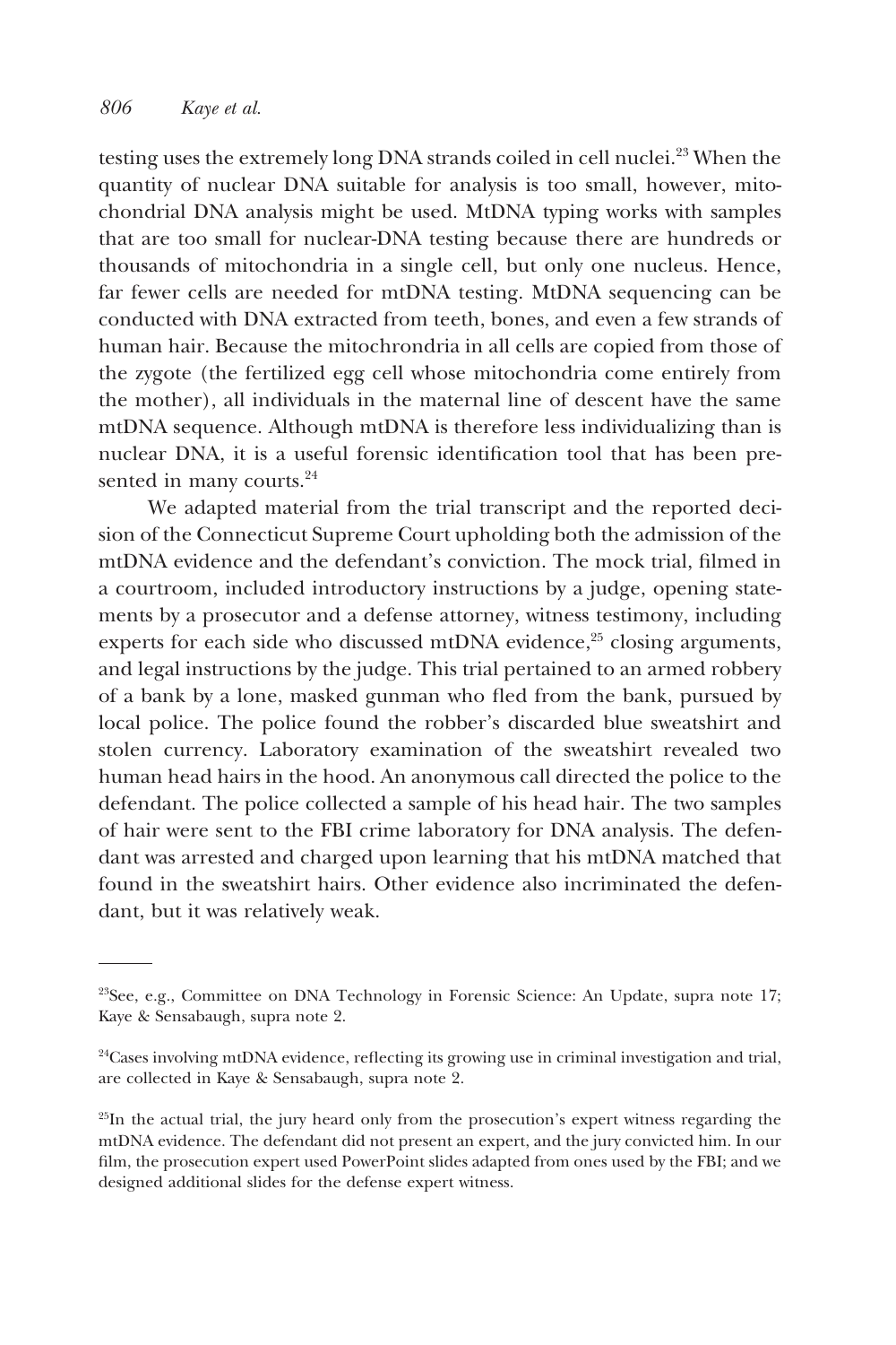testing uses the extremely long DNA strands coiled in cell nuclei.[23] When the quantity of nuclear DNA suitable for analysis is too small, however, mitochondrial DNA analysis might be used. MtDNA typing works with samples that are too small for nuclear-DNA testing because there are hundreds or thousands of mitochondria in a single cell, but only one nucleus. Hence, far fewer cells are needed for mtDNA testing. MtDNA sequencing can be conducted with DNA extracted from teeth, bones, and even a few strands of human hair. Because the mitochrondria in all cells are copied from those of the zygote (the fertilized egg cell whose mitochondria come entirely from the mother), all individuals in the maternal line of descent have the same mtDNA sequence. Although mtDNA is therefore less individualizing than is nuclear DNA, it is a useful forensic identification tool that has been presented in many courts.[24]

We adapted material from the trial transcript and the reported decision of the Connecticut Supreme Court upholding both the admission of the mtDNA evidence and the defendant's conviction. The mock trial, filmed in a courtroom, included introductory instructions by a judge, opening statements by a prosecutor and a defense attorney, witness testimony, including experts for each side who discussed mtDNA evidence,[25] closing arguments, and legal instructions by the judge. This trial pertained to an armed robbery of a bank by a lone, masked gunman who fled from the bank, pursued by local police. The police found the robber's discarded blue sweatshirt and stolen currency. Laboratory examination of the sweatshirt revealed two human head hairs in the hood. An anonymous call directed the police to the defendant. The police collected a sample of his head hair. The two samples of hair were sent to the FBI crime laboratory for DNA analysis. The defendant was arrested and charged upon learning that his mtDNA matched that found in the sweatshirt hairs. Other evidence also incriminated the defendant, but it was relatively weak.

---

[23]See, e.g., Committee on DNA Technology in Forensic Science: An Update, supra note 17; Kaye & Sensabaugh, supra note 2.

[24]Cases involving mtDNA evidence, reflecting its growing use in criminal investigation and trial, are collected in Kaye & Sensabaugh, supra note 2.

[25]In the actual trial, the jury heard only from the prosecution's expert witness regarding the mtDNA evidence. The defendant did not present an expert, and the jury convicted him. In our film, the prosecution expert used PowerPoint slides adapted from ones used by the FBI; and we designed additional slides for the defense expert witness.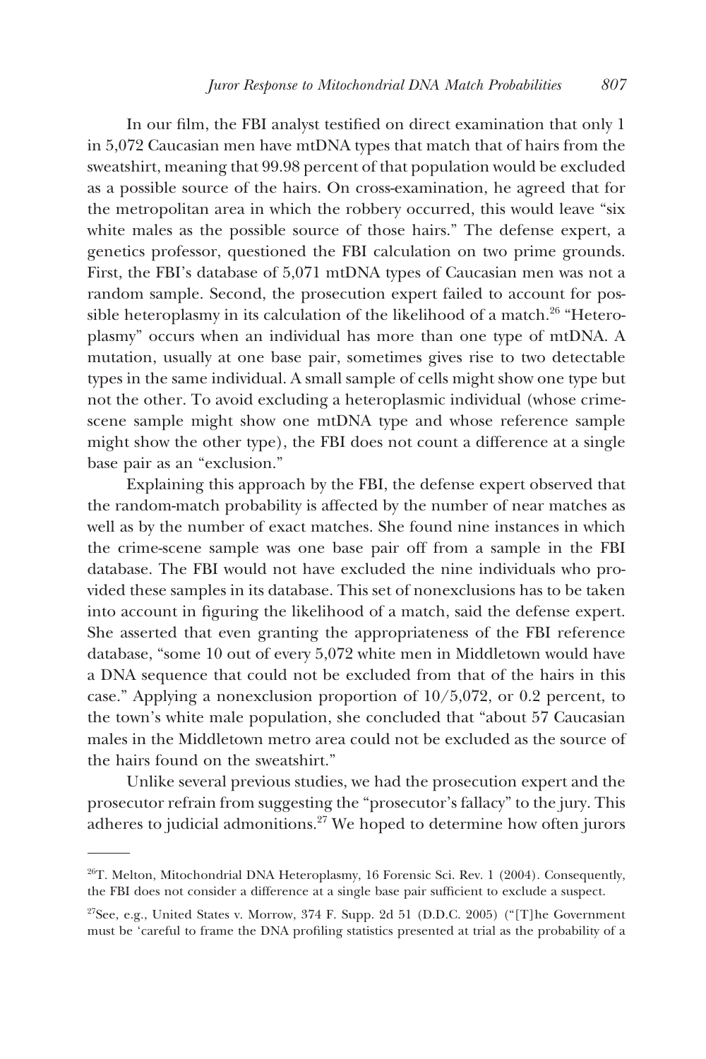In our film, the FBI analyst testified on direct examination that only 1 in 5,072 Caucasian men have mtDNA types that match that of hairs from the sweatshirt, meaning that 99.98 percent of that population would be excluded as a possible source of the hairs. On cross-examination, he agreed that for the metropolitan area in which the robbery occurred, this would leave "six white males as the possible source of those hairs." The defense expert, a genetics professor, questioned the FBI calculation on two prime grounds. First, the FBI's database of 5,071 mtDNA types of Caucasian men was not a random sample. Second, the prosecution expert failed to account for possible heteroplasmy in its calculation of the likelihood of a match.[26] "Heteroplasmy" occurs when an individual has more than one type of mtDNA. A mutation, usually at one base pair, sometimes gives rise to two detectable types in the same individual. A small sample of cells might show one type but not the other. To avoid excluding a heteroplasmic individual (whose crime-scene sample might show one mtDNA type and whose reference sample might show the other type), the FBI does not count a difference at a single base pair as an "exclusion."

Explaining this approach by the FBI, the defense expert observed that the random-match probability is affected by the number of near matches as well as by the number of exact matches. She found nine instances in which the crime-scene sample was one base pair off from a sample in the FBI database. The FBI would not have excluded the nine individuals who provided these samples in its database. This set of nonexclusions has to be taken into account in figuring the likelihood of a match, said the defense expert. She asserted that even granting the appropriateness of the FBI reference database, "some 10 out of every 5,072 white men in Middletown would have a DNA sequence that could not be excluded from that of the hairs in this case." Applying a nonexclusion proportion of 10/5,072, or 0.2 percent, to the town's white male population, she concluded that "about 57 Caucasian males in the Middletown metro area could not be excluded as the source of the hairs found on the sweatshirt."

Unlike several previous studies, we had the prosecution expert and the prosecutor refrain from suggesting the "prosecutor's fallacy" to the jury. This adheres to judicial admonitions.[27] We hoped to determine how often jurors

---

[26] T. Melton, Mitochondrial DNA Heteroplasmy, 16 Forensic Sci. Rev. 1 (2004). Consequently, the FBI does not consider a difference at a single base pair sufficient to exclude a suspect.

[27] See, e.g., United States v. Morrow, 374 F. Supp. 2d 51 (D.D.C. 2005) ("[T]he Government must be 'careful to frame the DNA profiling statistics presented at trial as the probability of a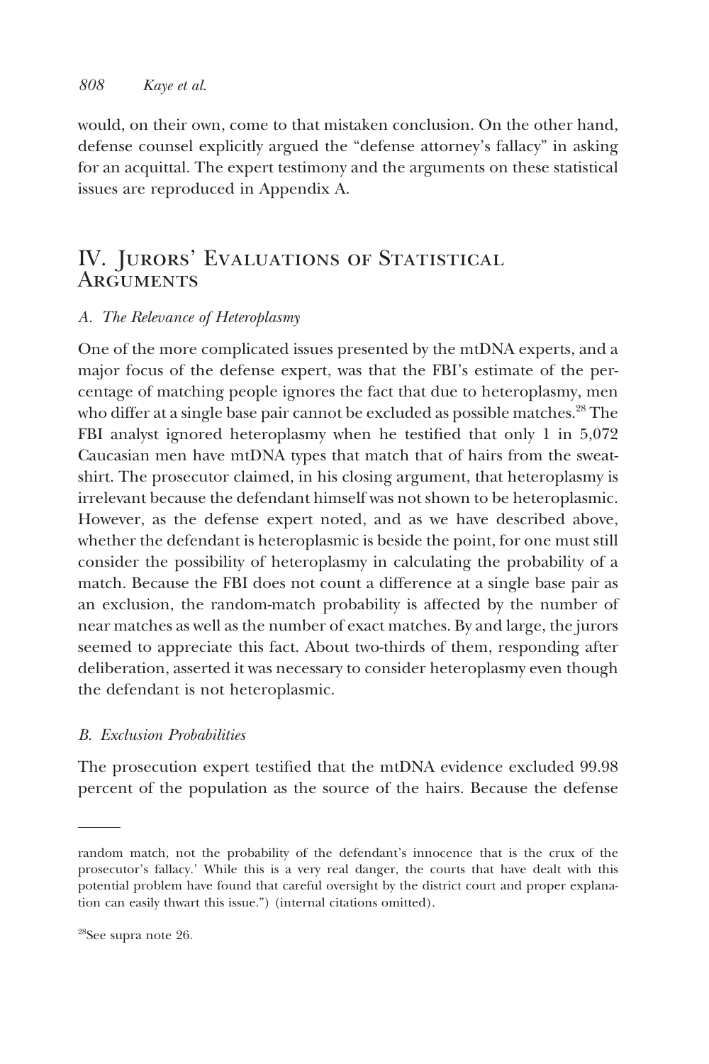would, on their own, come to that mistaken conclusion. On the other hand, defense counsel explicitly argued the "defense attorney's fallacy" in asking for an acquittal. The expert testimony and the arguments on these statistical issues are reproduced in Appendix A.

## IV. Jurors' Evaluations of Statistical Arguments

### *A. The Relevance of Heteroplasmy*

One of the more complicated issues presented by the mtDNA experts, and a major focus of the defense expert, was that the FBI's estimate of the percentage of matching people ignores the fact that due to heteroplasmy, men who differ at a single base pair cannot be excluded as possible matches.[28] The FBI analyst ignored heteroplasmy when he testified that only 1 in 5,072 Caucasian men have mtDNA types that match that of hairs from the sweatshirt. The prosecutor claimed, in his closing argument, that heteroplasmy is irrelevant because the defendant himself was not shown to be heteroplasmic. However, as the defense expert noted, and as we have described above, whether the defendant is heteroplasmic is beside the point, for one must still consider the possibility of heteroplasmy in calculating the probability of a match. Because the FBI does not count a difference at a single base pair as an exclusion, the random-match probability is affected by the number of near matches as well as the number of exact matches. By and large, the jurors seemed to appreciate this fact. About two-thirds of them, responding after deliberation, asserted it was necessary to consider heteroplasmy even though the defendant is not heteroplasmic.

### *B. Exclusion Probabilities*

The prosecution expert testified that the mtDNA evidence excluded 99.98 percent of the population as the source of the hairs. Because the defense

---

random match, not the probability of the defendant's innocence that is the crux of the prosecutor's fallacy.' While this is a very real danger, the courts that have dealt with this potential problem have found that careful oversight by the district court and proper explanation can easily thwart this issue.") (internal citations omitted).

[28]See supra note 26.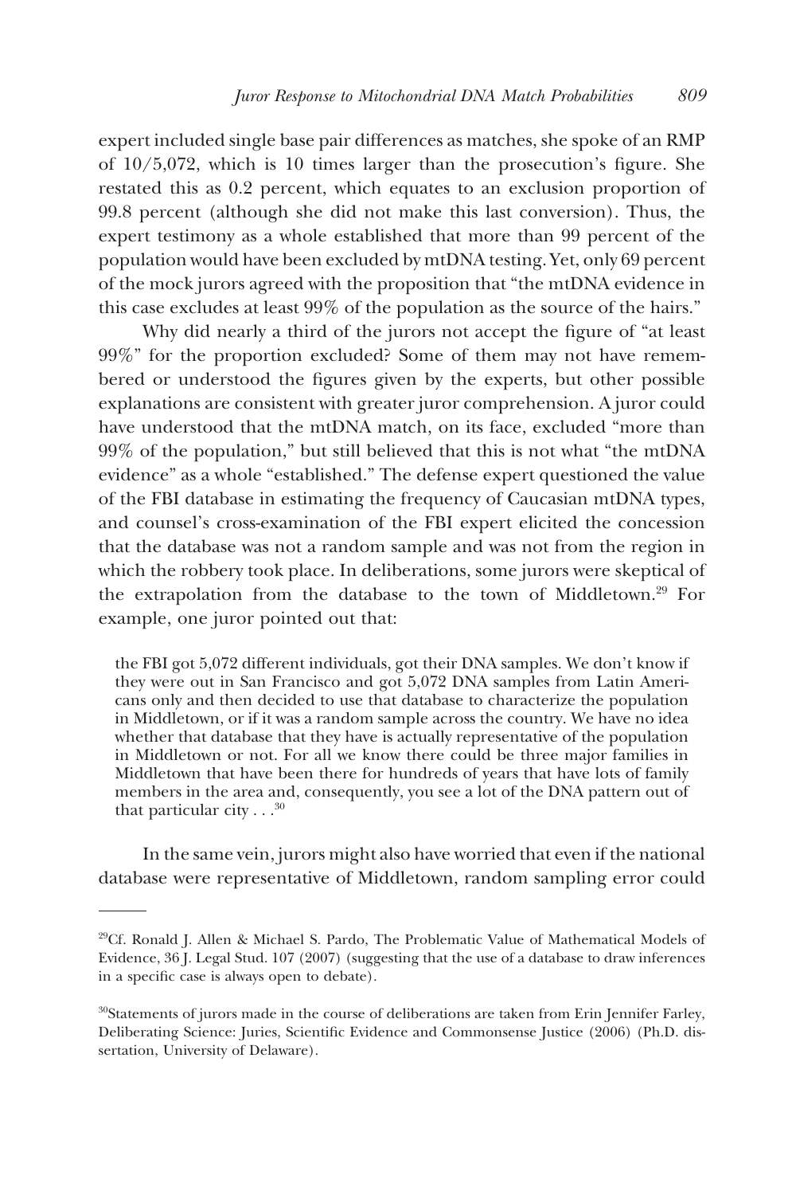expert included single base pair differences as matches, she spoke of an RMP of 10/5,072, which is 10 times larger than the prosecution's figure. She restated this as 0.2 percent, which equates to an exclusion proportion of 99.8 percent (although she did not make this last conversion). Thus, the expert testimony as a whole established that more than 99 percent of the population would have been excluded by mtDNA testing. Yet, only 69 percent of the mock jurors agreed with the proposition that "the mtDNA evidence in this case excludes at least 99% of the population as the source of the hairs."

Why did nearly a third of the jurors not accept the figure of "at least 99%" for the proportion excluded? Some of them may not have remembered or understood the figures given by the experts, but other possible explanations are consistent with greater juror comprehension. A juror could have understood that the mtDNA match, on its face, excluded "more than 99% of the population," but still believed that this is not what "the mtDNA evidence" as a whole "established." The defense expert questioned the value of the FBI database in estimating the frequency of Caucasian mtDNA types, and counsel's cross-examination of the FBI expert elicited the concession that the database was not a random sample and was not from the region in which the robbery took place. In deliberations, some jurors were skeptical of the extrapolation from the database to the town of Middletown.[29] For example, one juror pointed out that:

> the FBI got 5,072 different individuals, got their DNA samples. We don't know if they were out in San Francisco and got 5,072 DNA samples from Latin Americans only and then decided to use that database to characterize the population in Middletown, or if it was a random sample across the country. We have no idea whether that database that they have is actually representative of the population in Middletown or not. For all we know there could be three major families in Middletown that have been there for hundreds of years that have lots of family members in the area and, consequently, you see a lot of the DNA pattern out of that particular city . . .[30]

In the same vein, jurors might also have worried that even if the national database were representative of Middletown, random sampling error could

---

[29] Cf. Ronald J. Allen & Michael S. Pardo, The Problematic Value of Mathematical Models of Evidence, 36 J. Legal Stud. 107 (2007) (suggesting that the use of a database to draw inferences in a specific case is always open to debate).

[30] Statements of jurors made in the course of deliberations are taken from Erin Jennifer Farley, Deliberating Science: Juries, Scientific Evidence and Commonsense Justice (2006) (Ph.D. dissertation, University of Delaware).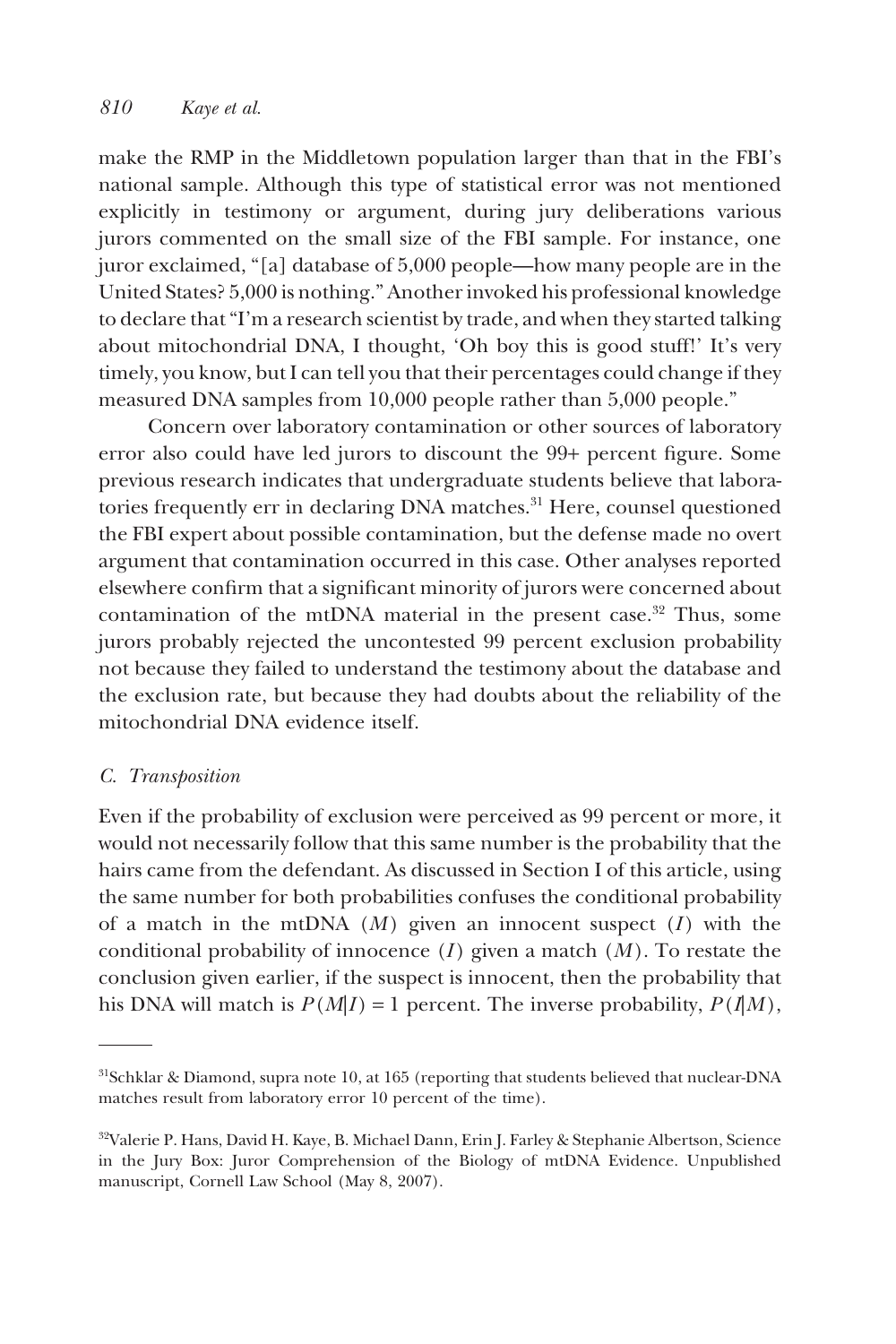make the RMP in the Middletown population larger than that in the FBI's national sample. Although this type of statistical error was not mentioned explicitly in testimony or argument, during jury deliberations various jurors commented on the small size of the FBI sample. For instance, one juror exclaimed, "[a] database of 5,000 people—how many people are in the United States? 5,000 is nothing." Another invoked his professional knowledge to declare that "I'm a research scientist by trade, and when they started talking about mitochondrial DNA, I thought, 'Oh boy this is good stuff!' It's very timely, you know, but I can tell you that their percentages could change if they measured DNA samples from 10,000 people rather than 5,000 people."

Concern over laboratory contamination or other sources of laboratory error also could have led jurors to discount the 99+ percent figure. Some previous research indicates that undergraduate students believe that laboratories frequently err in declaring DNA matches.[31] Here, counsel questioned the FBI expert about possible contamination, but the defense made no overt argument that contamination occurred in this case. Other analyses reported elsewhere confirm that a significant minority of jurors were concerned about contamination of the mtDNA material in the present case.[32] Thus, some jurors probably rejected the uncontested 99 percent exclusion probability not because they failed to understand the testimony about the database and the exclusion rate, but because they had doubts about the reliability of the mitochondrial DNA evidence itself.

### *C. Transposition*

Even if the probability of exclusion were perceived as 99 percent or more, it would not necessarily follow that this same number is the probability that the hairs came from the defendant. As discussed in Section I of this article, using the same number for both probabilities confuses the conditional probability of a match in the mtDNA ($M$) given an innocent suspect ($I$) with the conditional probability of innocence ($I$) given a match ($M$). To restate the conclusion given earlier, if the suspect is innocent, then the probability that his DNA will match is $P(M|I) = 1$ percent. The inverse probability, $P(I|M)$,

---

[31] Schklar & Diamond, supra note 10, at 165 (reporting that students believed that nuclear-DNA matches result from laboratory error 10 percent of the time).

[32] Valerie P. Hans, David H. Kaye, B. Michael Dann, Erin J. Farley & Stephanie Albertson, Science in the Jury Box: Juror Comprehension of the Biology of mtDNA Evidence. Unpublished manuscript, Cornell Law School (May 8, 2007).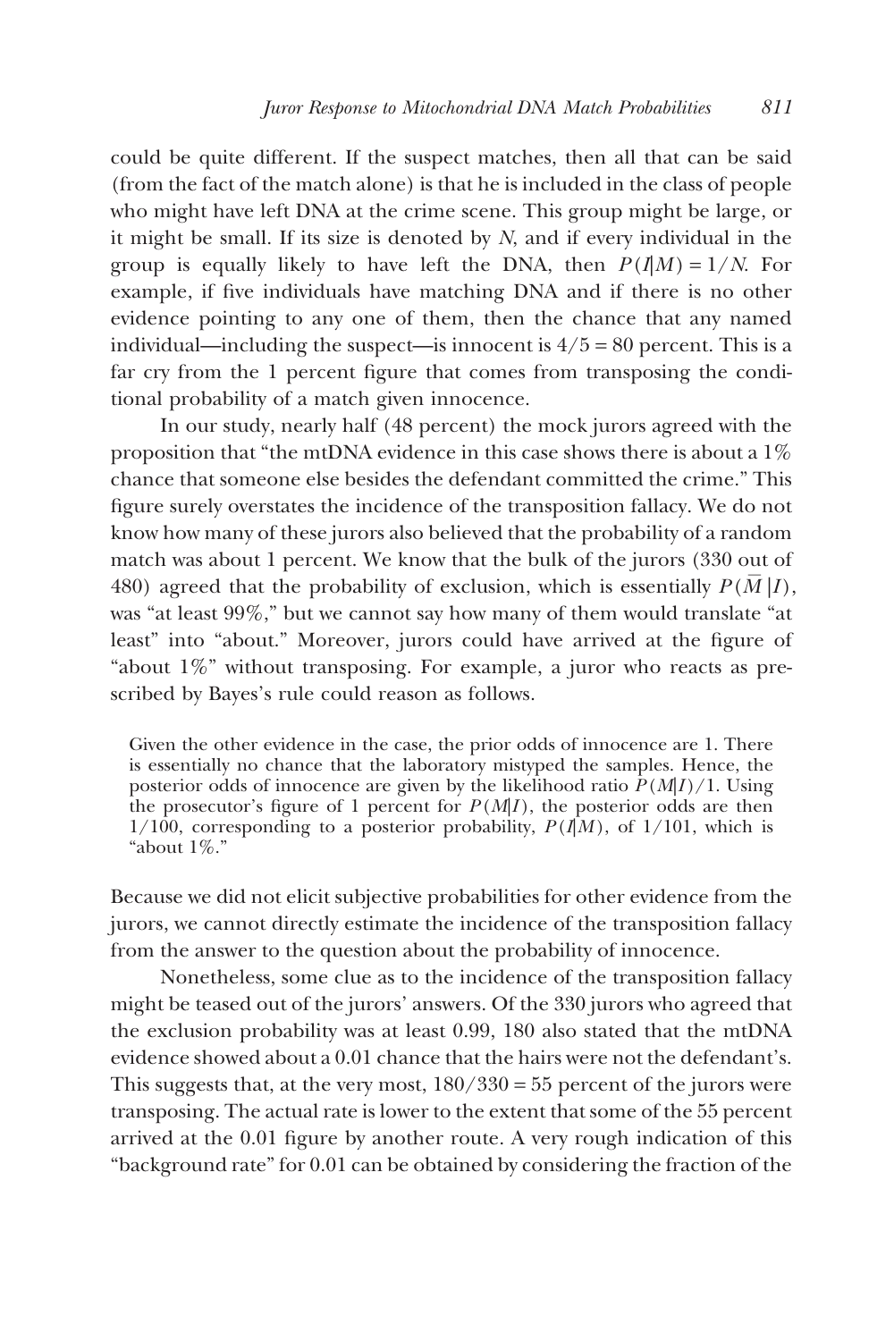could be quite different. If the suspect matches, then all that can be said (from the fact of the match alone) is that he is included in the class of people who might have left DNA at the crime scene. This group might be large, or it might be small. If its size is denoted by $N$, and if every individual in the group is equally likely to have left the DNA, then $P(I|M) = 1/N$. For example, if five individuals have matching DNA and if there is no other evidence pointing to any one of them, then the chance that any named individual—including the suspect—is innocent is $4/5 = 80$ percent. This is a far cry from the 1 percent figure that comes from transposing the conditional probability of a match given innocence.

In our study, nearly half (48 percent) the mock jurors agreed with the proposition that "the mtDNA evidence in this case shows there is about a 1% chance that someone else besides the defendant committed the crime." This figure surely overstates the incidence of the transposition fallacy. We do not know how many of these jurors also believed that the probability of a random match was about 1 percent. We know that the bulk of the jurors (330 out of 480) agreed that the probability of exclusion, which is essentially $P(\bar{M}|I)$, was "at least 99%," but we cannot say how many of them would translate "at least" into "about." Moreover, jurors could have arrived at the figure of "about 1%" without transposing. For example, a juror who reacts as prescribed by Bayes's rule could reason as follows.

> Given the other evidence in the case, the prior odds of innocence are 1. There is essentially no chance that the laboratory mistyped the samples. Hence, the posterior odds of innocence are given by the likelihood ratio $P(M|I)/1$. Using the prosecutor's figure of 1 percent for $P(M|I)$, the posterior odds are then $1/100$, corresponding to a posterior probability, $P(I|M)$, of $1/101$, which is "about 1%."

Because we did not elicit subjective probabilities for other evidence from the jurors, we cannot directly estimate the incidence of the transposition fallacy from the answer to the question about the probability of innocence.

Nonetheless, some clue as to the incidence of the transposition fallacy might be teased out of the jurors' answers. Of the 330 jurors who agreed that the exclusion probability was at least 0.99, 180 also stated that the mtDNA evidence showed about a 0.01 chance that the hairs were not the defendant's. This suggests that, at the very most, $180/330 = 55$ percent of the jurors were transposing. The actual rate is lower to the extent that some of the 55 percent arrived at the 0.01 figure by another route. A very rough indication of this "background rate" for 0.01 can be obtained by considering the fraction of the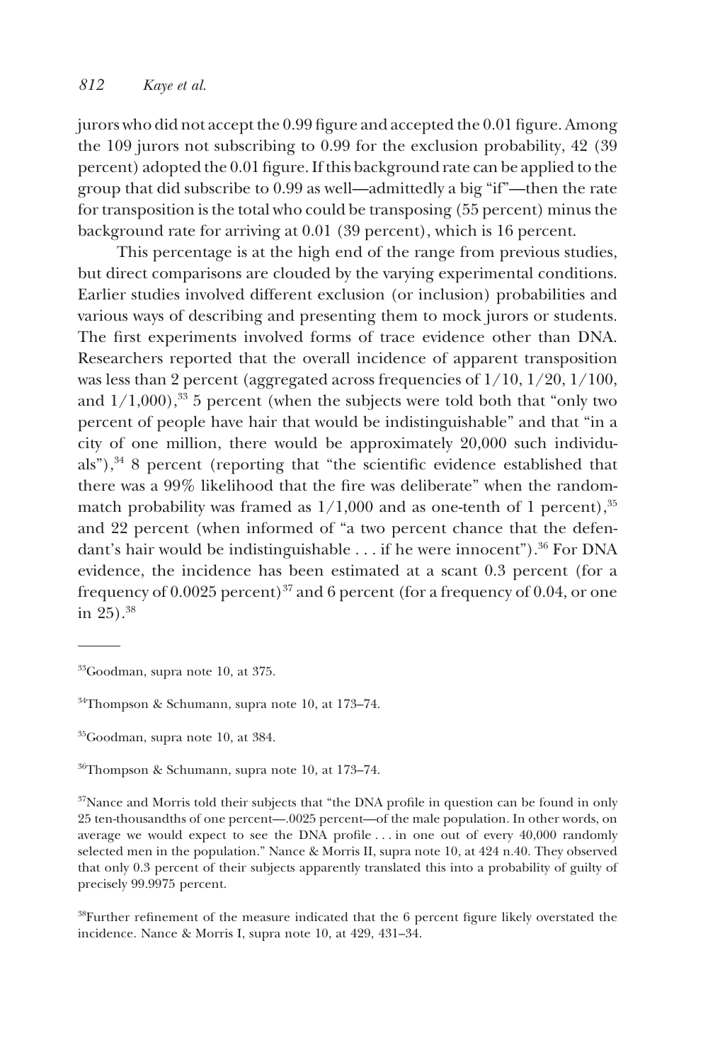jurors who did not accept the 0.99 figure and accepted the 0.01 figure. Among the 109 jurors not subscribing to 0.99 for the exclusion probability, 42 (39 percent) adopted the 0.01 figure. If this background rate can be applied to the group that did subscribe to 0.99 as well—admittedly a big "if"—then the rate for transposition is the total who could be transposing (55 percent) minus the background rate for arriving at 0.01 (39 percent), which is 16 percent.

This percentage is at the high end of the range from previous studies, but direct comparisons are clouded by the varying experimental conditions. Earlier studies involved different exclusion (or inclusion) probabilities and various ways of describing and presenting them to mock jurors or students. The first experiments involved forms of trace evidence other than DNA. Researchers reported that the overall incidence of apparent transposition was less than 2 percent (aggregated across frequencies of 1/10, 1/20, 1/100, and 1/1,000),[33] 5 percent (when the subjects were told both that "only two percent of people have hair that would be indistinguishable" and that "in a city of one million, there would be approximately 20,000 such individuals"),[34] 8 percent (reporting that "the scientific evidence established that there was a 99% likelihood that the fire was deliberate" when the random-match probability was framed as 1/1,000 and as one-tenth of 1 percent),[35] and 22 percent (when informed of "a two percent chance that the defendant's hair would be indistinguishable . . . if he were innocent").[36] For DNA evidence, the incidence has been estimated at a scant 0.3 percent (for a frequency of 0.0025 percent)[37] and 6 percent (for a frequency of 0.04, or one in 25).[38]

---

[33]Goodman, supra note 10, at 375.

[34]Thompson & Schumann, supra note 10, at 173–74.

[35]Goodman, supra note 10, at 384.

[36]Thompson & Schumann, supra note 10, at 173–74.

[37]Nance and Morris told their subjects that "the DNA profile in question can be found in only 25 ten-thousandths of one percent—.0025 percent—of the male population. In other words, on average we would expect to see the DNA profile . . . in one out of every 40,000 randomly selected men in the population." Nance & Morris II, supra note 10, at 424 n.40. They observed that only 0.3 percent of their subjects apparently translated this into a probability of guilty of precisely 99.9975 percent.

[38]Further refinement of the measure indicated that the 6 percent figure likely overstated the incidence. Nance & Morris I, supra note 10, at 429, 431–34.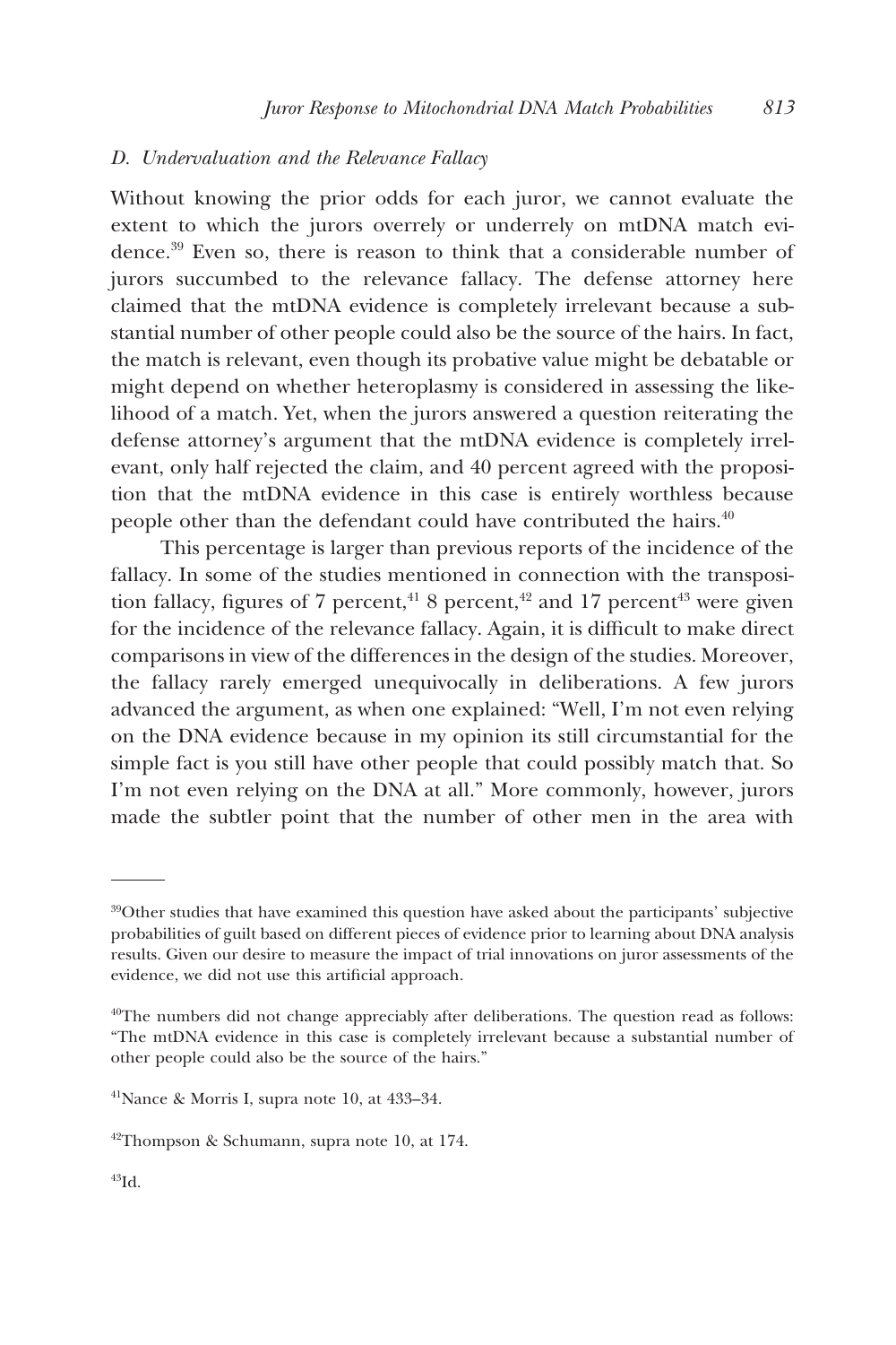### *D. Undervaluation and the Relevance Fallacy*

Without knowing the prior odds for each juror, we cannot evaluate the extent to which the jurors overrely or underrely on mtDNA match evidence.[39] Even so, there is reason to think that a considerable number of jurors succumbed to the relevance fallacy. The defense attorney here claimed that the mtDNA evidence is completely irrelevant because a substantial number of other people could also be the source of the hairs. In fact, the match is relevant, even though its probative value might be debatable or might depend on whether heteroplasmy is considered in assessing the likelihood of a match. Yet, when the jurors answered a question reiterating the defense attorney's argument that the mtDNA evidence is completely irrelevant, only half rejected the claim, and 40 percent agreed with the proposition that the mtDNA evidence in this case is entirely worthless because people other than the defendant could have contributed the hairs.[40]

This percentage is larger than previous reports of the incidence of the fallacy. In some of the studies mentioned in connection with the transposition fallacy, figures of 7 percent,[41] 8 percent,[42] and 17 percent[43] were given for the incidence of the relevance fallacy. Again, it is difficult to make direct comparisons in view of the differences in the design of the studies. Moreover, the fallacy rarely emerged unequivocally in deliberations. A few jurors advanced the argument, as when one explained: "Well, I'm not even relying on the DNA evidence because in my opinion its still circumstantial for the simple fact is you still have other people that could possibly match that. So I'm not even relying on the DNA at all." More commonly, however, jurors made the subtler point that the number of other men in the area with

---

[39]Other studies that have examined this question have asked about the participants' subjective probabilities of guilt based on different pieces of evidence prior to learning about DNA analysis results. Given our desire to measure the impact of trial innovations on juror assessments of the evidence, we did not use this artificial approach.

[40]The numbers did not change appreciably after deliberations. The question read as follows: "The mtDNA evidence in this case is completely irrelevant because a substantial number of other people could also be the source of the hairs."

[41]Nance & Morris I, supra note 10, at 433–34.

[42]Thompson & Schumann, supra note 10, at 174.

[43]Id.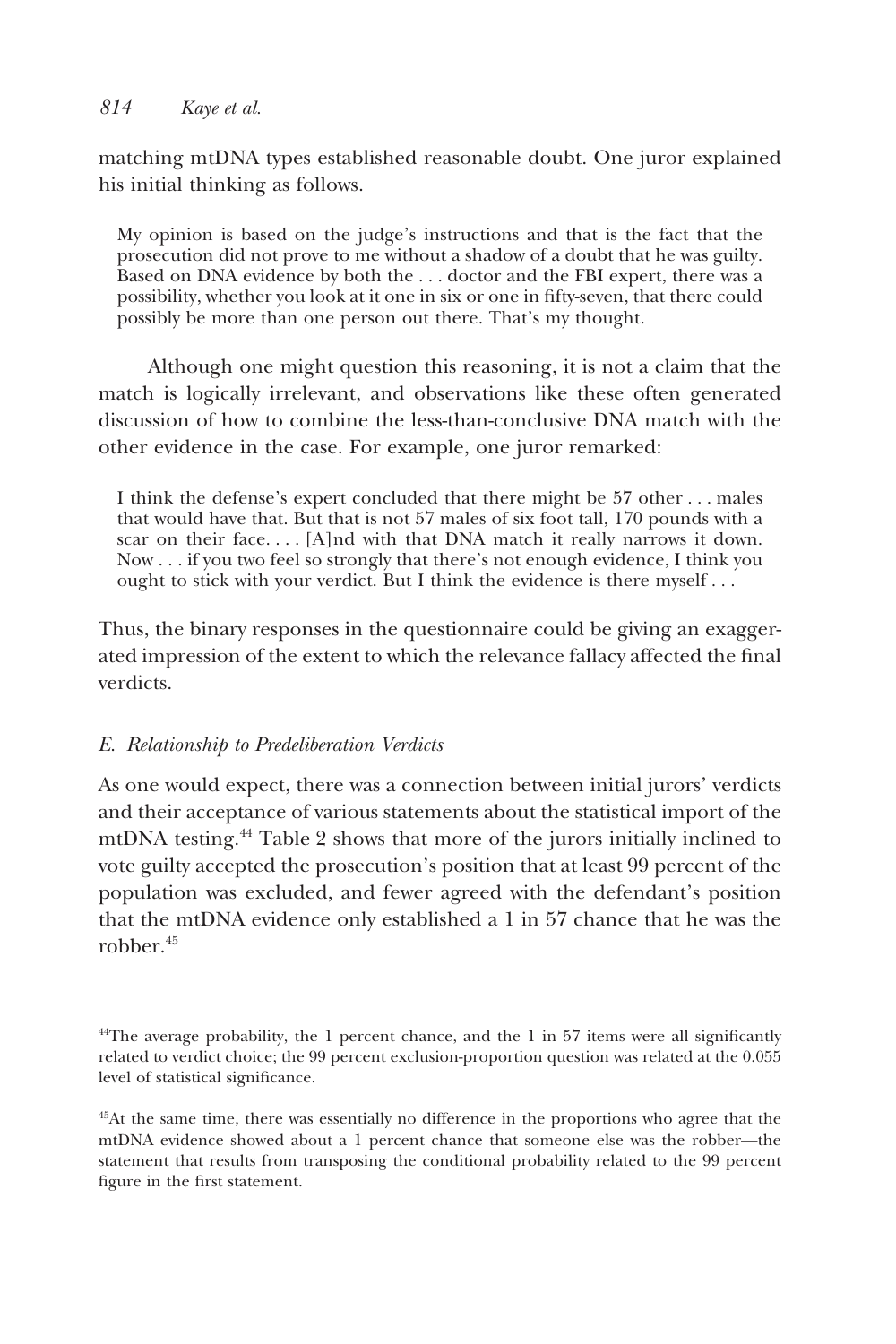matching mtDNA types established reasonable doubt. One juror explained his initial thinking as follows.

> My opinion is based on the judge's instructions and that is the fact that the prosecution did not prove to me without a shadow of a doubt that he was guilty. Based on DNA evidence by both the . . . doctor and the FBI expert, there was a possibility, whether you look at it one in six or one in fifty-seven, that there could possibly be more than one person out there. That's my thought.

Although one might question this reasoning, it is not a claim that the match is logically irrelevant, and observations like these often generated discussion of how to combine the less-than-conclusive DNA match with the other evidence in the case. For example, one juror remarked:

> I think the defense's expert concluded that there might be 57 other . . . males that would have that. But that is not 57 males of six foot tall, 170 pounds with a scar on their face. . . . [A]nd with that DNA match it really narrows it down. Now . . . if you two feel so strongly that there's not enough evidence, I think you ought to stick with your verdict. But I think the evidence is there myself . . .

Thus, the binary responses in the questionnaire could be giving an exaggerated impression of the extent to which the relevance fallacy affected the final verdicts.

### *E. Relationship to Predeliberation Verdicts*

As one would expect, there was a connection between initial jurors' verdicts and their acceptance of various statements about the statistical import of the mtDNA testing.[44] Table 2 shows that more of the jurors initially inclined to vote guilty accepted the prosecution's position that at least 99 percent of the population was excluded, and fewer agreed with the defendant's position that the mtDNA evidence only established a 1 in 57 chance that he was the robber.[45]

---

[44]The average probability, the 1 percent chance, and the 1 in 57 items were all significantly related to verdict choice; the 99 percent exclusion-proportion question was related at the 0.055 level of statistical significance.

[45]At the same time, there was essentially no difference in the proportions who agree that the mtDNA evidence showed about a 1 percent chance that someone else was the robber—the statement that results from transposing the conditional probability related to the 99 percent figure in the first statement.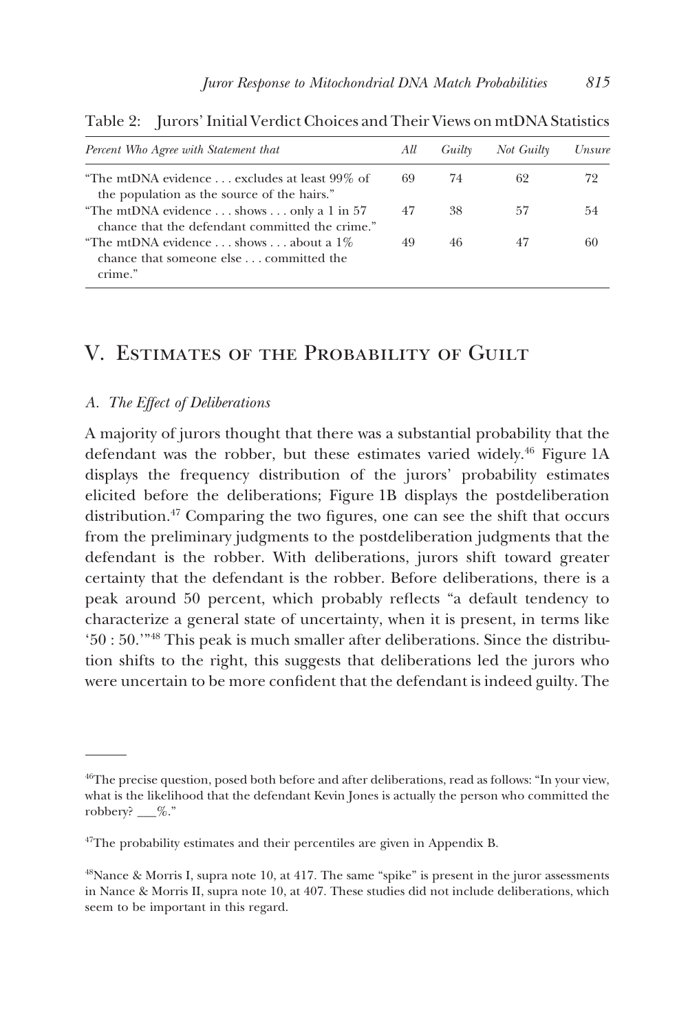Table 2: Jurors' Initial Verdict Choices and Their Views on mtDNA Statistics

| *Percent Who Agree with Statement that* | *All* | *Guilty* | *Not Guilty* | *Unsure* |
|---|---|---|---|---|
| "The mtDNA evidence . . . excludes at least 99% of the population as the source of the hairs." | 69 | 74 | 62 | 72 |
| "The mtDNA evidence . . . shows . . . only a 1 in 57 chance that the defendant committed the crime." | 47 | 38 | 57 | 54 |
| "The mtDNA evidence . . . shows . . . about a 1% chance that someone else . . . committed the crime." | 49 | 46 | 47 | 60 |

# V. Estimates of the Probability of Guilt

## *A. The Effect of Deliberations*

A majority of jurors thought that there was a substantial probability that the defendant was the robber, but these estimates varied widely.[46] Figure 1A displays the frequency distribution of the jurors' probability estimates elicited before the deliberations; Figure 1B displays the postdeliberation distribution.[47] Comparing the two figures, one can see the shift that occurs from the preliminary judgments to the postdeliberation judgments that the defendant is the robber. With deliberations, jurors shift toward greater certainty that the defendant is the robber. Before deliberations, there is a peak around 50 percent, which probably reflects "a default tendency to characterize a general state of uncertainty, when it is present, in terms like '50 : 50.'"[48] This peak is much smaller after deliberations. Since the distribution shifts to the right, this suggests that deliberations led the jurors who were uncertain to be more confident that the defendant is indeed guilty. The

---

[46]The precise question, posed both before and after deliberations, read as follows: "In your view, what is the likelihood that the defendant Kevin Jones is actually the person who committed the robbery? ___%."

[47]The probability estimates and their percentiles are given in Appendix B.

[48]Nance & Morris I, supra note 10, at 417. The same "spike" is present in the juror assessments in Nance & Morris II, supra note 10, at 407. These studies did not include deliberations, which seem to be important in this regard.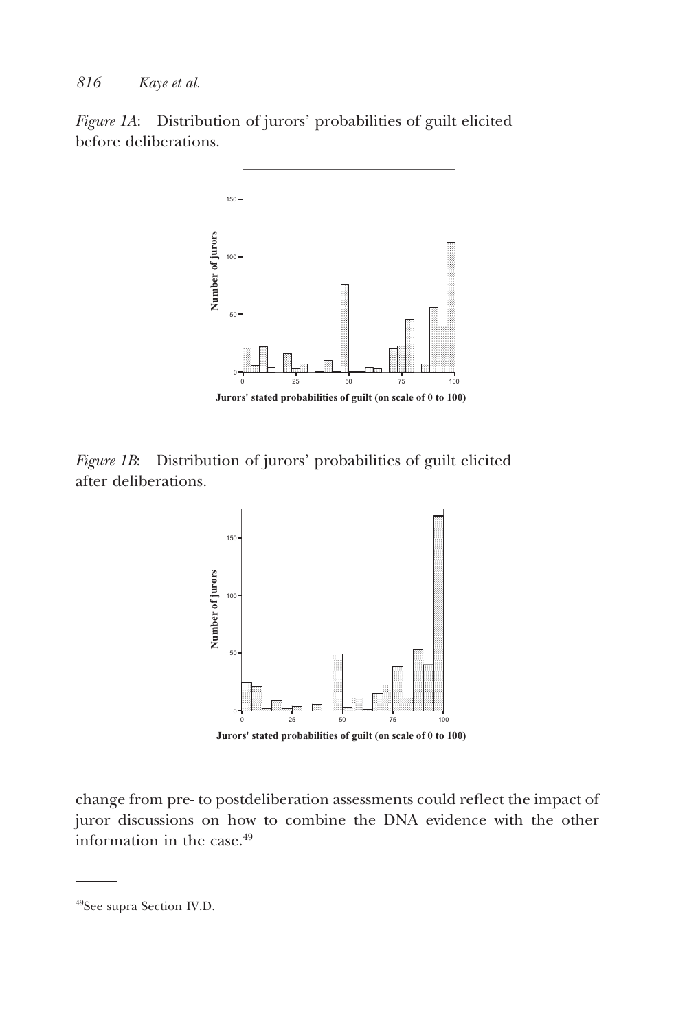*Figure 1A*: Distribution of jurors' probabilities of guilt elicited before deliberations.

*Figure 1B*: Distribution of jurors' probabilities of guilt elicited after deliberations.

change from pre- to postdeliberation assessments could reflect the impact of juror discussions on how to combine the DNA evidence with the other information in the case.[49]

---

[49]See supra Section IV.D.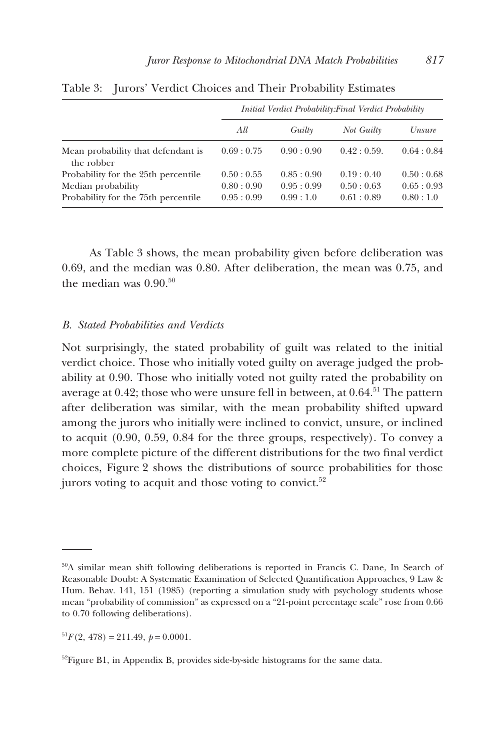Table 3: Jurors' Verdict Choices and Their Probability Estimates

| | *Initial Verdict Probability:Final Verdict Probability* | | | |
|---|---|---|---|---|
| | *All* | *Guilty* | *Not Guilty* | *Unsure* |
| Mean probability that defendant is the robber | 0.69 : 0.75 | 0.90 : 0.90 | 0.42 : 0.59. | 0.64 : 0.84 |
| Probability for the 25th percentile | 0.50 : 0.55 | 0.85 : 0.90 | 0.19 : 0.40 | 0.50 : 0.68 |
| Median probability | 0.80 : 0.90 | 0.95 : 0.99 | 0.50 : 0.63 | 0.65 : 0.93 |
| Probability for the 75th percentile | 0.95 : 0.99 | 0.99 : 1.0 | 0.61 : 0.89 | 0.80 : 1.0 |

As Table 3 shows, the mean probability given before deliberation was 0.69, and the median was 0.80. After deliberation, the mean was 0.75, and the median was 0.90.[50]

### *B. Stated Probabilities and Verdicts*

Not surprisingly, the stated probability of guilt was related to the initial verdict choice. Those who initially voted guilty on average judged the probability at 0.90. Those who initially voted not guilty rated the probability on average at 0.42; those who were unsure fell in between, at 0.64.[51] The pattern after deliberation was similar, with the mean probability shifted upward among the jurors who initially were inclined to convict, unsure, or inclined to acquit (0.90, 0.59, 0.84 for the three groups, respectively). To convey a more complete picture of the different distributions for the two final verdict choices, Figure 2 shows the distributions of source probabilities for those jurors voting to acquit and those voting to convict.[52]

---

[50]A similar mean shift following deliberations is reported in Francis C. Dane, In Search of Reasonable Doubt: A Systematic Examination of Selected Quantification Approaches, 9 Law & Hum. Behav. 141, 151 (1985) (reporting a simulation study with psychology students whose mean "probability of commission" as expressed on a "21-point percentage scale" rose from 0.66 to 0.70 following deliberations).

[51]$F(2, 478) = 211.49$, $p = 0.0001$.

[52]Figure B1, in Appendix B, provides side-by-side histograms for the same data.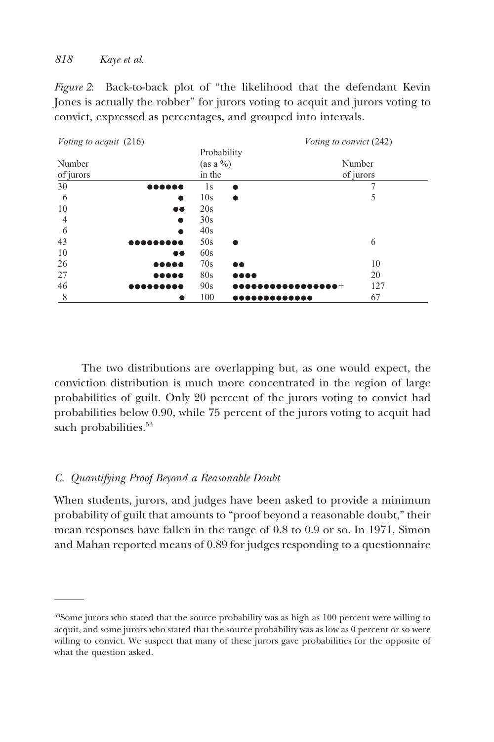*Figure 2*: Back-to-back plot of "the likelihood that the defendant Kevin Jones is actually the robber" for jurors voting to acquit and jurors voting to convict, expressed as percentages, and grouped into intervals.

| *Voting to acquit* (216) | | | | *Voting to convict* (242) |
|---|---|---|---|---|
| Number of jurors | | Probability (as a %) in the | | Number of jurors |
| 30 | ●●●●●● | 1s | ● | 7 |
| 6 | ● | 10s | ● | 5 |
| 10 | ●● | 20s | | |
| 4 | ● | 30s | | |
| 6 | ● | 40s | | |
| 43 | ●●●●●●●●● | 50s | ● | 6 |
| 10 | ●● | 60s | | |
| 26 | ●●●●● | 70s | ●● | 10 |
| 27 | ●●●●● | 80s | ●●●● | 20 |
| 46 | ●●●●●●●●● | 90s | ●●●●●●●●●●●●●●●●●+ | 127 |
| 8 | ● | 100 | ●●●●●●●●●●●●● | 67 |

The two distributions are overlapping but, as one would expect, the conviction distribution is much more concentrated in the region of large probabilities of guilt. Only 20 percent of the jurors voting to convict had probabilities below 0.90, while 75 percent of the jurors voting to acquit had such probabilities.[53]

### *C. Quantifying Proof Beyond a Reasonable Doubt*

When students, jurors, and judges have been asked to provide a minimum probability of guilt that amounts to "proof beyond a reasonable doubt," their mean responses have fallen in the range of 0.8 to 0.9 or so. In 1971, Simon and Mahan reported means of 0.89 for judges responding to a questionnaire

---

[53]Some jurors who stated that the source probability was as high as 100 percent were willing to acquit, and some jurors who stated that the source probability was as low as 0 percent or so were willing to convict. We suspect that many of these jurors gave probabilities for the opposite of what the question asked.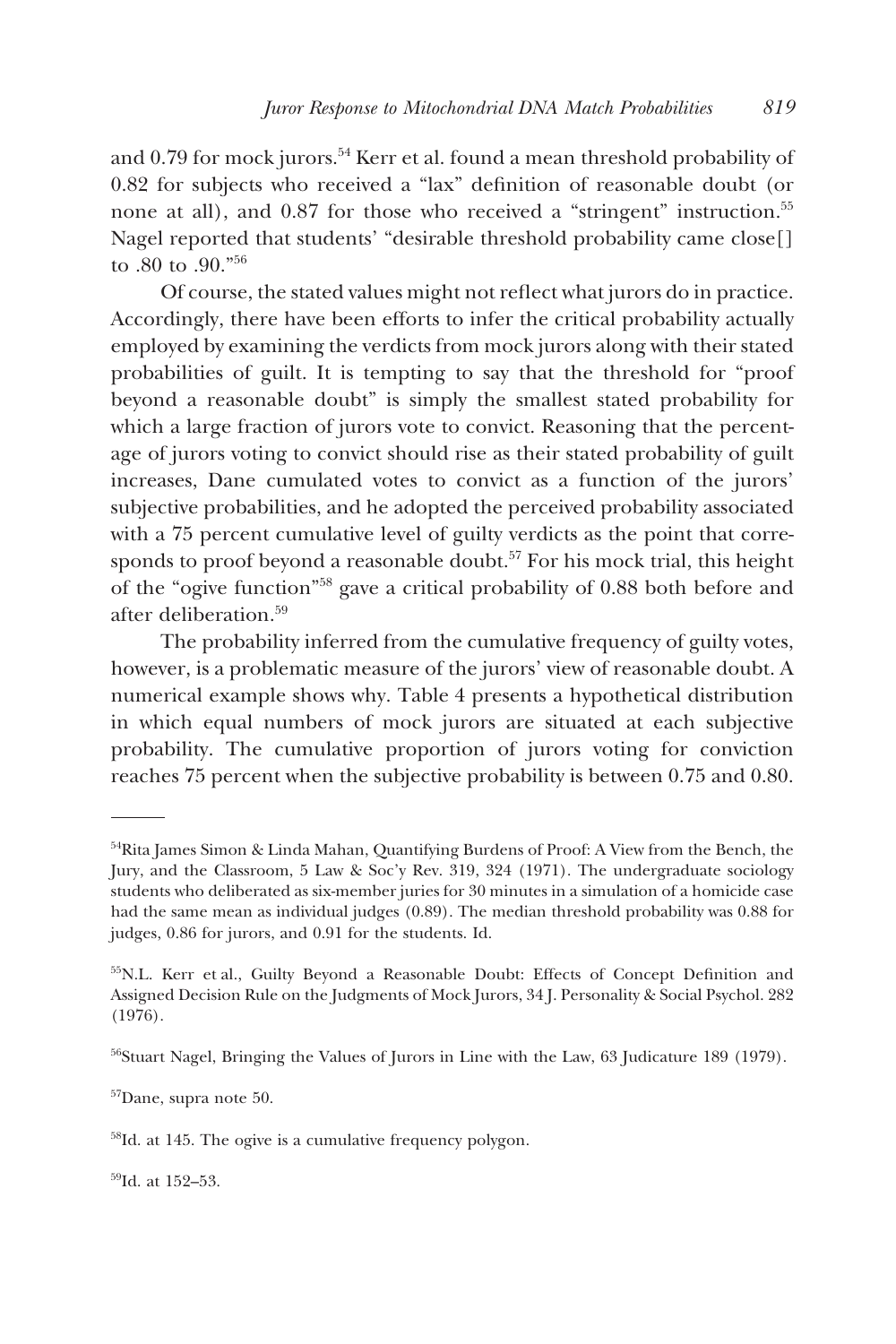and 0.79 for mock jurors.[54] Kerr et al. found a mean threshold probability of 0.82 for subjects who received a "lax" definition of reasonable doubt (or none at all), and 0.87 for those who received a "stringent" instruction.[55] Nagel reported that students' "desirable threshold probability came close[] to .80 to .90."[56]

Of course, the stated values might not reflect what jurors do in practice. Accordingly, there have been efforts to infer the critical probability actually employed by examining the verdicts from mock jurors along with their stated probabilities of guilt. It is tempting to say that the threshold for "proof beyond a reasonable doubt" is simply the smallest stated probability for which a large fraction of jurors vote to convict. Reasoning that the percentage of jurors voting to convict should rise as their stated probability of guilt increases, Dane cumulated votes to convict as a function of the jurors' subjective probabilities, and he adopted the perceived probability associated with a 75 percent cumulative level of guilty verdicts as the point that corresponds to proof beyond a reasonable doubt.[57] For his mock trial, this height of the "ogive function"[58] gave a critical probability of 0.88 both before and after deliberation.[59]

The probability inferred from the cumulative frequency of guilty votes, however, is a problematic measure of the jurors' view of reasonable doubt. A numerical example shows why. Table 4 presents a hypothetical distribution in which equal numbers of mock jurors are situated at each subjective probability. The cumulative proportion of jurors voting for conviction reaches 75 percent when the subjective probability is between 0.75 and 0.80.

---

[54]Rita James Simon & Linda Mahan, Quantifying Burdens of Proof: A View from the Bench, the Jury, and the Classroom, 5 Law & Soc'y Rev. 319, 324 (1971). The undergraduate sociology students who deliberated as six-member juries for 30 minutes in a simulation of a homicide case had the same mean as individual judges (0.89). The median threshold probability was 0.88 for judges, 0.86 for jurors, and 0.91 for the students. Id.

[55]N.L. Kerr et al., Guilty Beyond a Reasonable Doubt: Effects of Concept Definition and Assigned Decision Rule on the Judgments of Mock Jurors, 34 J. Personality & Social Psychol. 282 (1976).

[56]Stuart Nagel, Bringing the Values of Jurors in Line with the Law, 63 Judicature 189 (1979).

[57]Dane, supra note 50.

[58]Id. at 145. The ogive is a cumulative frequency polygon.

[59]Id. at 152–53.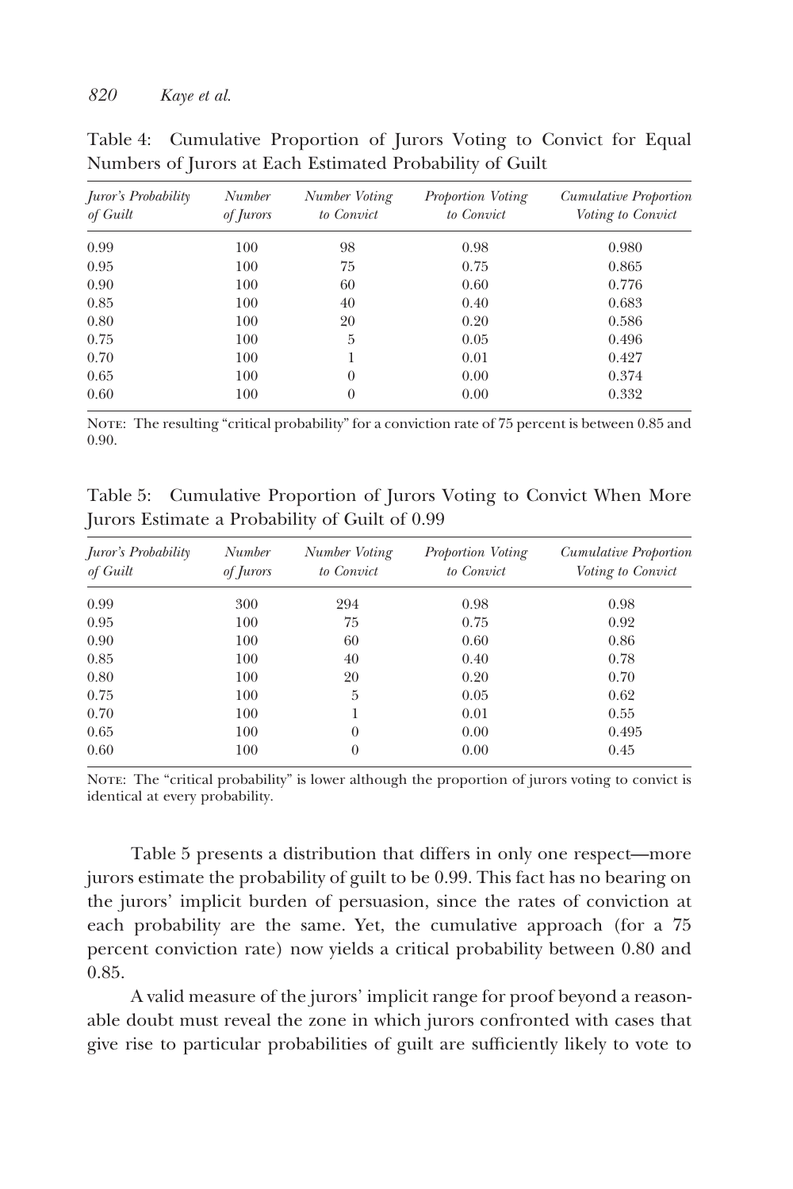Table 4: Cumulative Proportion of Jurors Voting to Convict for Equal Numbers of Jurors at Each Estimated Probability of Guilt

| *Juror's Probability of Guilt* | *Number of Jurors* | *Number Voting to Convict* | *Proportion Voting to Convict* | *Cumulative Proportion Voting to Convict* |
|---|---|---|---|---|
| 0.99 | 100 | 98 | 0.98 | 0.980 |
| 0.95 | 100 | 75 | 0.75 | 0.865 |
| 0.90 | 100 | 60 | 0.60 | 0.776 |
| 0.85 | 100 | 40 | 0.40 | 0.683 |
| 0.80 | 100 | 20 | 0.20 | 0.586 |
| 0.75 | 100 | 5 | 0.05 | 0.496 |
| 0.70 | 100 | 1 | 0.01 | 0.427 |
| 0.65 | 100 | 0 | 0.00 | 0.374 |
| 0.60 | 100 | 0 | 0.00 | 0.332 |

NOTE: The resulting "critical probability" for a conviction rate of 75 percent is between 0.85 and 0.90.

Table 5: Cumulative Proportion of Jurors Voting to Convict When More Jurors Estimate a Probability of Guilt of 0.99

| *Juror's Probability of Guilt* | *Number of Jurors* | *Number Voting to Convict* | *Proportion Voting to Convict* | *Cumulative Proportion Voting to Convict* |
|---|---|---|---|---|
| 0.99 | 300 | 294 | 0.98 | 0.98 |
| 0.95 | 100 | 75 | 0.75 | 0.92 |
| 0.90 | 100 | 60 | 0.60 | 0.86 |
| 0.85 | 100 | 40 | 0.40 | 0.78 |
| 0.80 | 100 | 20 | 0.20 | 0.70 |
| 0.75 | 100 | 5 | 0.05 | 0.62 |
| 0.70 | 100 | 1 | 0.01 | 0.55 |
| 0.65 | 100 | 0 | 0.00 | 0.495 |
| 0.60 | 100 | 0 | 0.00 | 0.45 |

NOTE: The "critical probability" is lower although the proportion of jurors voting to convict is identical at every probability.

Table 5 presents a distribution that differs in only one respect—more jurors estimate the probability of guilt to be 0.99. This fact has no bearing on the jurors' implicit burden of persuasion, since the rates of conviction at each probability are the same. Yet, the cumulative approach (for a 75 percent conviction rate) now yields a critical probability between 0.80 and 0.85.

A valid measure of the jurors' implicit range for proof beyond a reasonable doubt must reveal the zone in which jurors confronted with cases that give rise to particular probabilities of guilt are sufficiently likely to vote to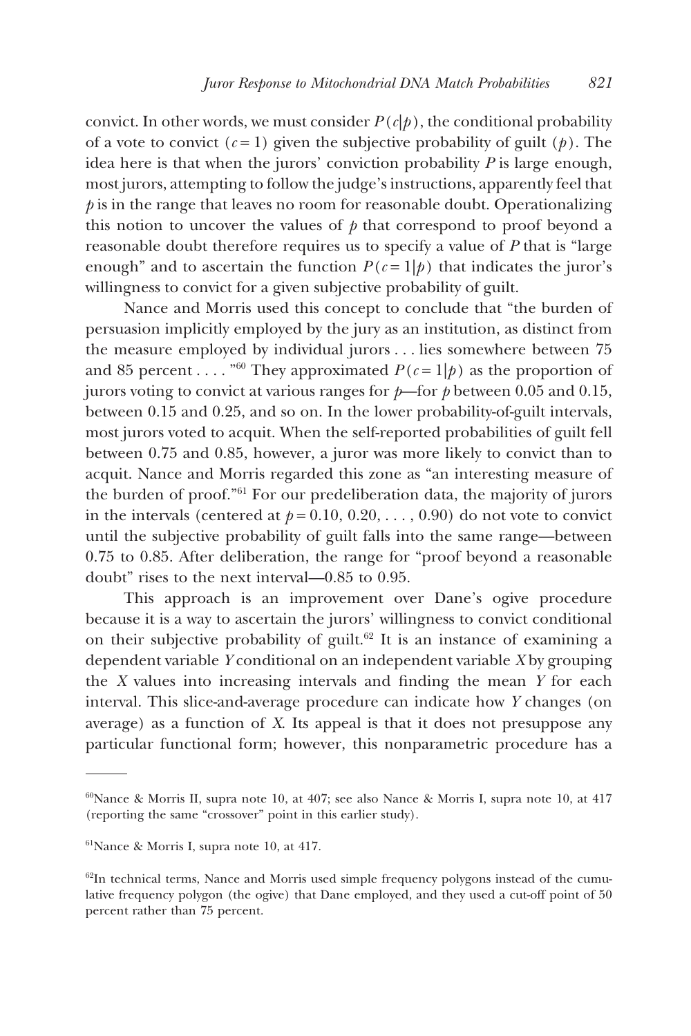convict. In other words, we must consider $P(c|p)$, the conditional probability of a vote to convict ($c = 1$) given the subjective probability of guilt ($p$). The idea here is that when the jurors' conviction probability $P$ is large enough, most jurors, attempting to follow the judge's instructions, apparently feel that $p$ is in the range that leaves no room for reasonable doubt. Operationalizing this notion to uncover the values of $p$ that correspond to proof beyond a reasonable doubt therefore requires us to specify a value of $P$ that is "large enough" and to ascertain the function $P(c = 1|p)$ that indicates the juror's willingness to convict for a given subjective probability of guilt.

Nance and Morris used this concept to conclude that "the burden of persuasion implicitly employed by the jury as an institution, as distinct from the measure employed by individual jurors . . . lies somewhere between 75 and 85 percent . . . ."[60] They approximated $P(c = 1|p)$ as the proportion of jurors voting to convict at various ranges for $p$—for $p$ between 0.05 and 0.15, between 0.15 and 0.25, and so on. In the lower probability-of-guilt intervals, most jurors voted to acquit. When the self-reported probabilities of guilt fell between 0.75 and 0.85, however, a juror was more likely to convict than to acquit. Nance and Morris regarded this zone as "an interesting measure of the burden of proof."[61] For our predeliberation data, the majority of jurors in the intervals (centered at $p = 0.10, 0.20, \ldots, 0.90$) do not vote to convict until the subjective probability of guilt falls into the same range—between 0.75 to 0.85. After deliberation, the range for "proof beyond a reasonable doubt" rises to the next interval—0.85 to 0.95.

This approach is an improvement over Dane's ogive procedure because it is a way to ascertain the jurors' willingness to convict conditional on their subjective probability of guilt.[62] It is an instance of examining a dependent variable $Y$ conditional on an independent variable $X$ by grouping the $X$ values into increasing intervals and finding the mean $Y$ for each interval. This slice-and-average procedure can indicate how $Y$ changes (on average) as a function of $X$. Its appeal is that it does not presuppose any particular functional form; however, this nonparametric procedure has a

---

[60]Nance & Morris II, supra note 10, at 407; see also Nance & Morris I, supra note 10, at 417 (reporting the same "crossover" point in this earlier study).

[61]Nance & Morris I, supra note 10, at 417.

[62]In technical terms, Nance and Morris used simple frequency polygons instead of the cumulative frequency polygon (the ogive) that Dane employed, and they used a cut-off point of 50 percent rather than 75 percent.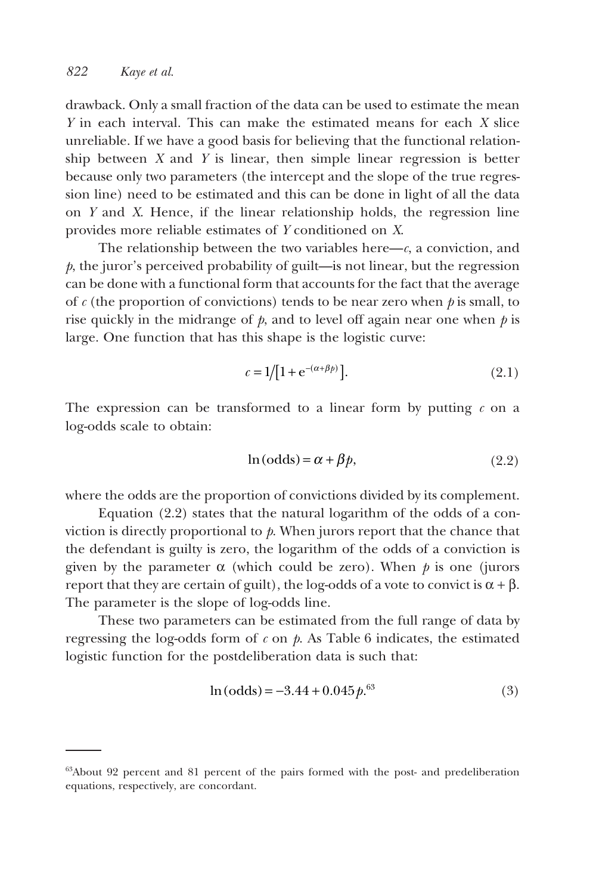drawback. Only a small fraction of the data can be used to estimate the mean $Y$ in each interval. This can make the estimated means for each $X$ slice unreliable. If we have a good basis for believing that the functional relationship between $X$ and $Y$ is linear, then simple linear regression is better because only two parameters (the intercept and the slope of the true regression line) need to be estimated and this can be done in light of all the data on $Y$ and $X$. Hence, if the linear relationship holds, the regression line provides more reliable estimates of $Y$ conditioned on $X$.

The relationship between the two variables here—$c$, a conviction, and $p$, the juror's perceived probability of guilt—is not linear, but the regression can be done with a functional form that accounts for the fact that the average of $c$ (the proportion of convictions) tends to be near zero when $p$ is small, to rise quickly in the midrange of $p$, and to level off again near one when $p$ is large. One function that has this shape is the logistic curve:

$$c = 1/\left[1 + e^{-(\alpha + \beta p)}\right]. \tag{2.1}$$

The expression can be transformed to a linear form by putting $c$ on a log-odds scale to obtain:

$$\ln(\text{odds}) = \alpha + \beta p, \tag{2.2}$$

where the odds are the proportion of convictions divided by its complement.

Equation (2.2) states that the natural logarithm of the odds of a conviction is directly proportional to $p$. When jurors report that the chance that the defendant is guilty is zero, the logarithm of the odds of a conviction is given by the parameter $\alpha$ (which could be zero). When $p$ is one (jurors report that they are certain of guilt), the log-odds of a vote to convict is $\alpha + \beta$. The parameter is the slope of log-odds line.

These two parameters can be estimated from the full range of data by regressing the log-odds form of $c$ on $p$. As Table 6 indicates, the estimated logistic function for the postdeliberation data is such that:

$$\ln(\text{odds}) = -3.44 + 0.045p.\text{[63]} \tag{3}$$

[63]About 92 percent and 81 percent of the pairs formed with the post- and predeliberation equations, respectively, are concordant.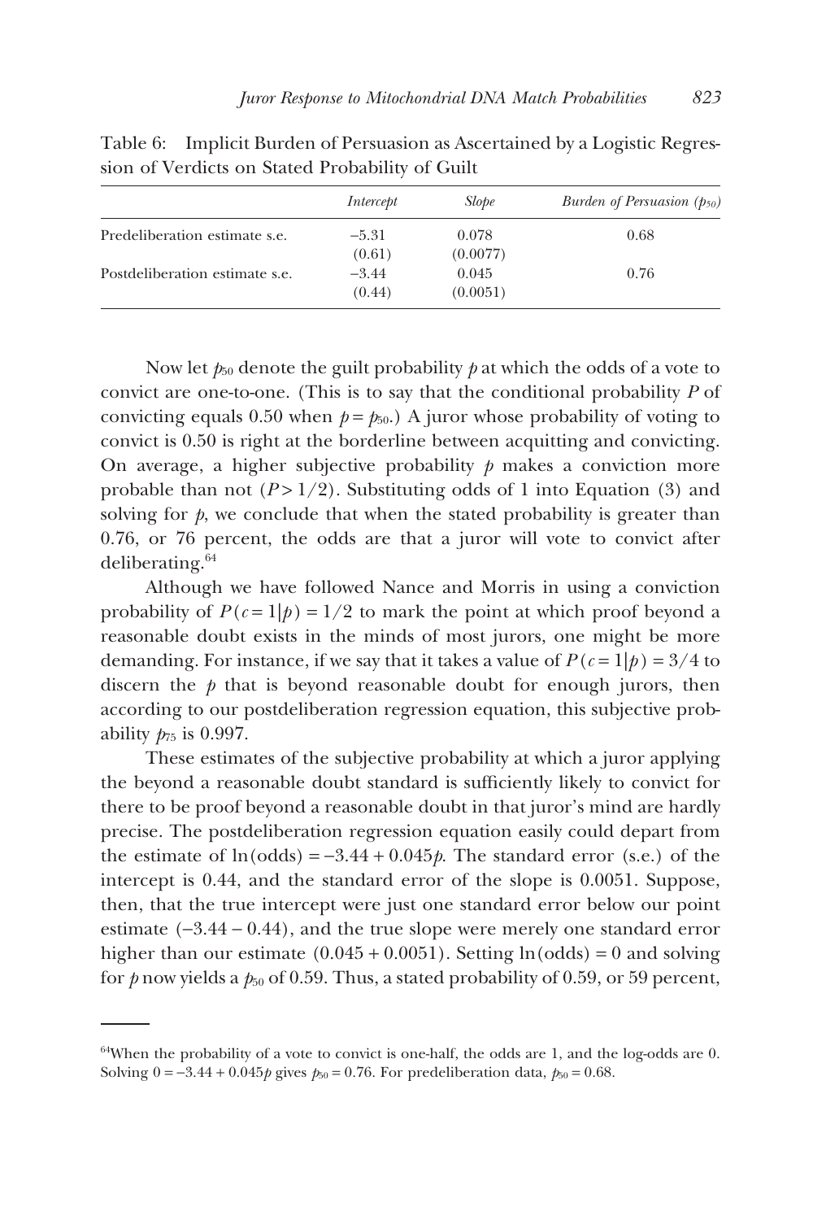Table 6: Implicit Burden of Persuasion as Ascertained by a Logistic Regression of Verdicts on Stated Probability of Guilt

| | *Intercept* | *Slope* | *Burden of Persuasion ($p_{50}$)* |
|---|---|---|---|
| Predeliberation estimate s.e. | −5.31 (0.61) | 0.078 (0.0077) | 0.68 |
| Postdeliberation estimate s.e. | −3.44 (0.44) | 0.045 (0.0051) | 0.76 |

Now let $p_{50}$ denote the guilt probability $p$ at which the odds of a vote to convict are one-to-one. (This is to say that the conditional probability $P$ of convicting equals 0.50 when $p = p_{50}$.) A juror whose probability of voting to convict is 0.50 is right at the borderline between acquitting and convicting. On average, a higher subjective probability $p$ makes a conviction more probable than not ($P > 1/2$). Substituting odds of 1 into Equation (3) and solving for $p$, we conclude that when the stated probability is greater than 0.76, or 76 percent, the odds are that a juror will vote to convict after deliberating.[64]

Although we have followed Nance and Morris in using a conviction probability of $P(c = 1|p) = 1/2$ to mark the point at which proof beyond a reasonable doubt exists in the minds of most jurors, one might be more demanding. For instance, if we say that it takes a value of $P(c = 1|p) = 3/4$ to discern the $p$ that is beyond reasonable doubt for enough jurors, then according to our postdeliberation regression equation, this subjective probability $p_{75}$ is 0.997.

These estimates of the subjective probability at which a juror applying the beyond a reasonable doubt standard is sufficiently likely to convict for there to be proof beyond a reasonable doubt in that juror's mind are hardly precise. The postdeliberation regression equation easily could depart from the estimate of $\ln(\text{odds}) = -3.44 + 0.045p$. The standard error (s.e.) of the intercept is 0.44, and the standard error of the slope is 0.0051. Suppose, then, that the true intercept were just one standard error below our point estimate ($-3.44 - 0.44$), and the true slope were merely one standard error higher than our estimate ($0.045 + 0.0051$). Setting $\ln(\text{odds}) = 0$ and solving for $p$ now yields a $p_{50}$ of 0.59. Thus, a stated probability of 0.59, or 59 percent,

---

[64]When the probability of a vote to convict is one-half, the odds are 1, and the log-odds are 0. Solving $0 = -3.44 + 0.045p$ gives $p_{50} = 0.76$. For predeliberation data, $p_{50} = 0.68$.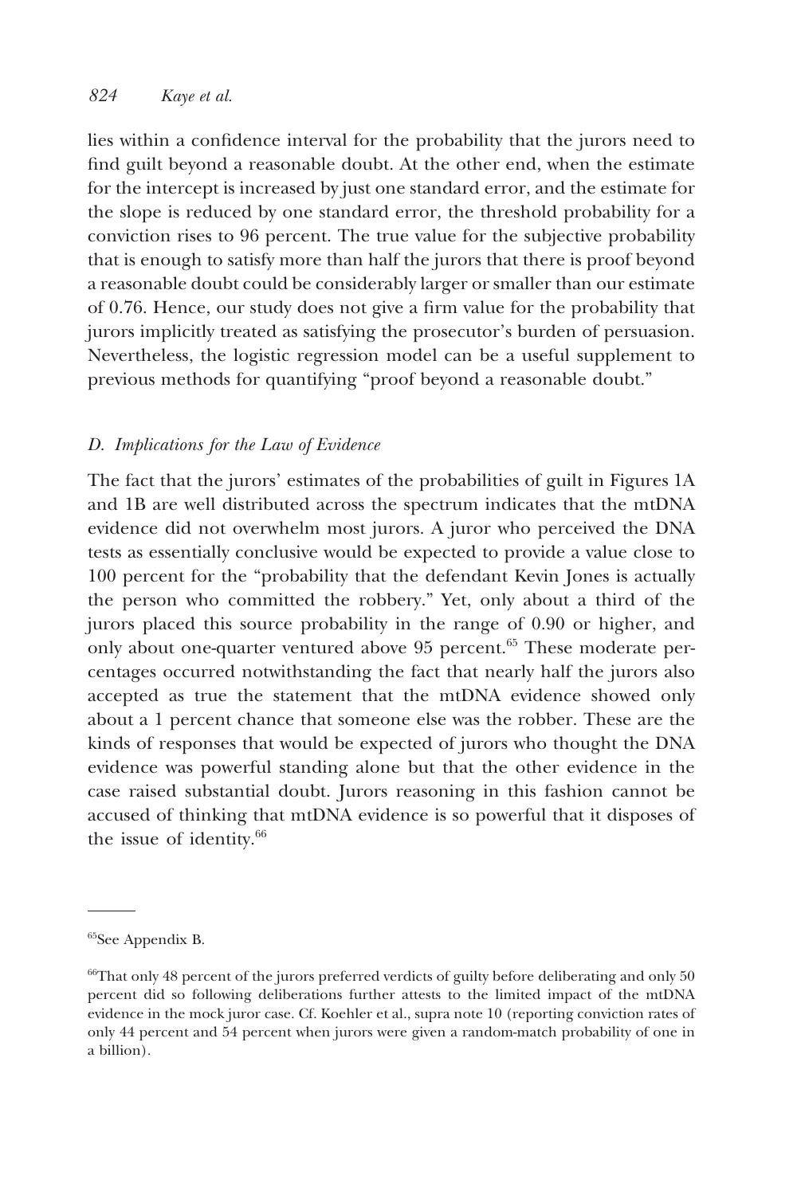lies within a confidence interval for the probability that the jurors need to find guilt beyond a reasonable doubt. At the other end, when the estimate for the intercept is increased by just one standard error, and the estimate for the slope is reduced by one standard error, the threshold probability for a conviction rises to 96 percent. The true value for the subjective probability that is enough to satisfy more than half the jurors that there is proof beyond a reasonable doubt could be considerably larger or smaller than our estimate of 0.76. Hence, our study does not give a firm value for the probability that jurors implicitly treated as satisfying the prosecutor's burden of persuasion. Nevertheless, the logistic regression model can be a useful supplement to previous methods for quantifying "proof beyond a reasonable doubt."

### *D. Implications for the Law of Evidence*

The fact that the jurors' estimates of the probabilities of guilt in Figures 1A and 1B are well distributed across the spectrum indicates that the mtDNA evidence did not overwhelm most jurors. A juror who perceived the DNA tests as essentially conclusive would be expected to provide a value close to 100 percent for the "probability that the defendant Kevin Jones is actually the person who committed the robbery." Yet, only about a third of the jurors placed this source probability in the range of 0.90 or higher, and only about one-quarter ventured above 95 percent.[65] These moderate percentages occurred notwithstanding the fact that nearly half the jurors also accepted as true the statement that the mtDNA evidence showed only about a 1 percent chance that someone else was the robber. These are the kinds of responses that would be expected of jurors who thought the DNA evidence was powerful standing alone but that the other evidence in the case raised substantial doubt. Jurors reasoning in this fashion cannot be accused of thinking that mtDNA evidence is so powerful that it disposes of the issue of identity.[66]

---

[65] See Appendix B.

[66] That only 48 percent of the jurors preferred verdicts of guilty before deliberating and only 50 percent did so following deliberations further attests to the limited impact of the mtDNA evidence in the mock juror case. Cf. Koehler et al., supra note 10 (reporting conviction rates of only 44 percent and 54 percent when jurors were given a random-match probability of one in a billion).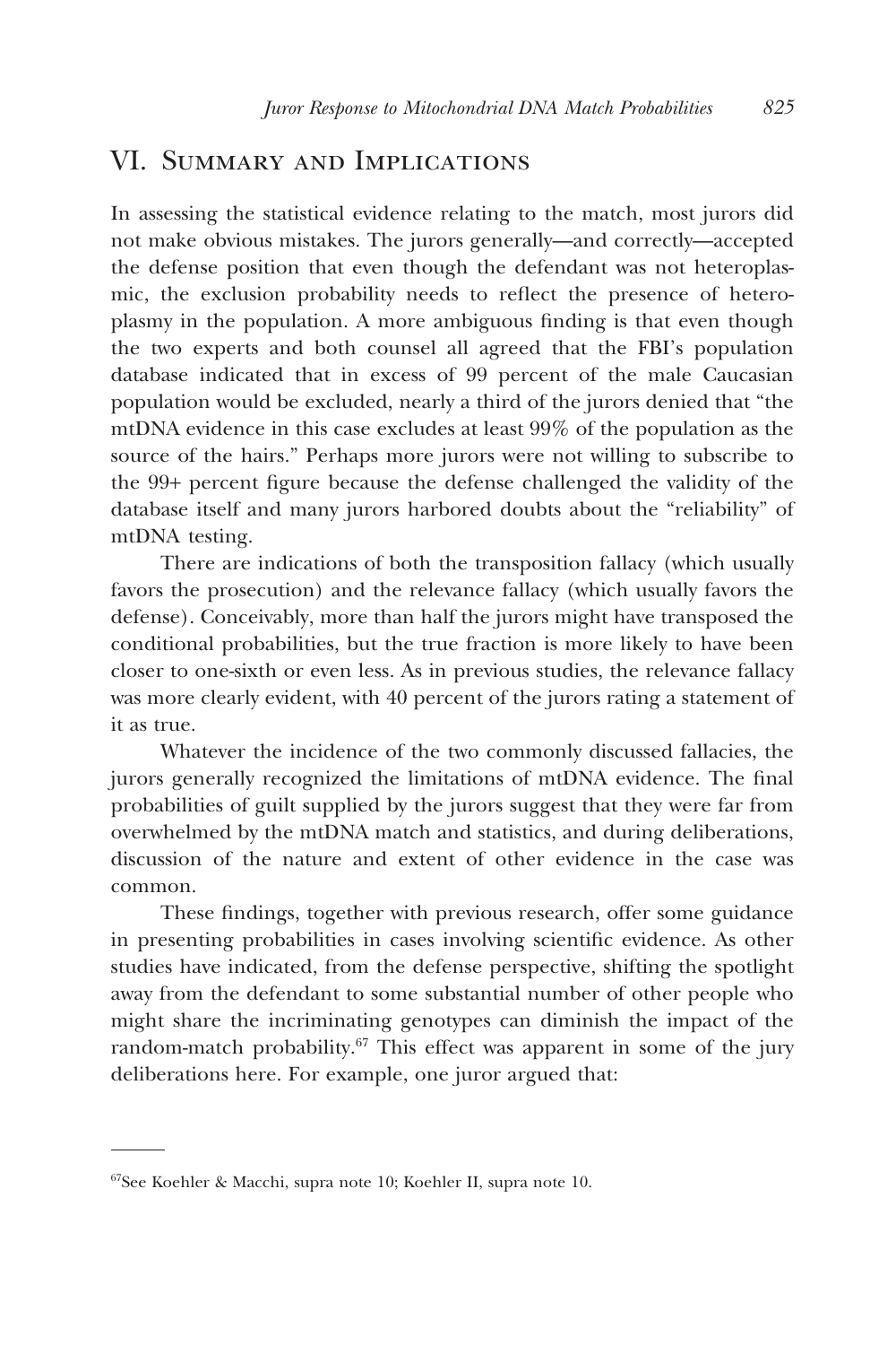## VI. Summary and Implications

In assessing the statistical evidence relating to the match, most jurors did not make obvious mistakes. The jurors generally—and correctly—accepted the defense position that even though the defendant was not heteroplasmic, the exclusion probability needs to reflect the presence of heteroplasmy in the population. A more ambiguous finding is that even though the two experts and both counsel all agreed that the FBI's population database indicated that in excess of 99 percent of the male Caucasian population would be excluded, nearly a third of the jurors denied that "the mtDNA evidence in this case excludes at least 99% of the population as the source of the hairs." Perhaps more jurors were not willing to subscribe to the 99+ percent figure because the defense challenged the validity of the database itself and many jurors harbored doubts about the "reliability" of mtDNA testing.

There are indications of both the transposition fallacy (which usually favors the prosecution) and the relevance fallacy (which usually favors the defense). Conceivably, more than half the jurors might have transposed the conditional probabilities, but the true fraction is more likely to have been closer to one-sixth or even less. As in previous studies, the relevance fallacy was more clearly evident, with 40 percent of the jurors rating a statement of it as true.

Whatever the incidence of the two commonly discussed fallacies, the jurors generally recognized the limitations of mtDNA evidence. The final probabilities of guilt supplied by the jurors suggest that they were far from overwhelmed by the mtDNA match and statistics, and during deliberations, discussion of the nature and extent of other evidence in the case was common.

These findings, together with previous research, offer some guidance in presenting probabilities in cases involving scientific evidence. As other studies have indicated, from the defense perspective, shifting the spotlight away from the defendant to some substantial number of other people who might share the incriminating genotypes can diminish the impact of the random-match probability.[67] This effect was apparent in some of the jury deliberations here. For example, one juror argued that:

---

[67] See Koehler & Macchi, supra note 10; Koehler II, supra note 10.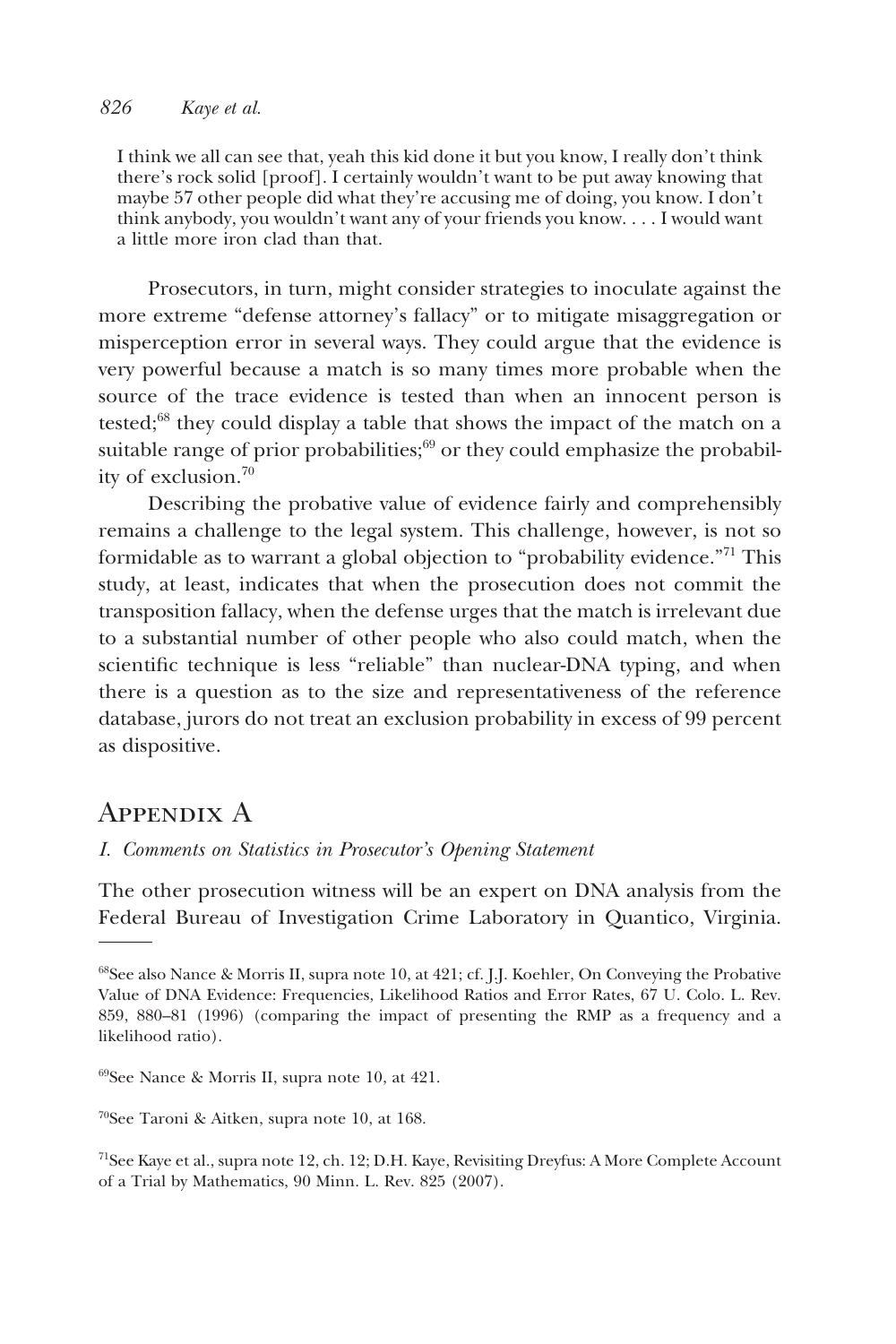> I think we all can see that, yeah this kid done it but you know, I really don't think there's rock solid [proof]. I certainly wouldn't want to be put away knowing that maybe 57 other people did what they're accusing me of doing, you know. I don't think anybody, you wouldn't want any of your friends you know. . . . I would want a little more iron clad than that.

Prosecutors, in turn, might consider strategies to inoculate against the more extreme "defense attorney's fallacy" or to mitigate misaggregation or misperception error in several ways. They could argue that the evidence is very powerful because a match is so many times more probable when the source of the trace evidence is tested than when an innocent person is tested;[68] they could display a table that shows the impact of the match on a suitable range of prior probabilities;[69] or they could emphasize the probability of exclusion.[70]

Describing the probative value of evidence fairly and comprehensibly remains a challenge to the legal system. This challenge, however, is not so formidable as to warrant a global objection to "probability evidence."[71] This study, at least, indicates that when the prosecution does not commit the transposition fallacy, when the defense urges that the match is irrelevant due to a substantial number of other people who also could match, when the scientific technique is less "reliable" than nuclear-DNA typing, and when there is a question as to the size and representativeness of the reference database, jurors do not treat an exclusion probability in excess of 99 percent as dispositive.

## Appendix A

### *I. Comments on Statistics in Prosecutor's Opening Statement*

The other prosecution witness will be an expert on DNA analysis from the Federal Bureau of Investigation Crime Laboratory in Quantico, Virginia.

---

[68] See also Nance & Morris II, supra note 10, at 421; cf. J.J. Koehler, On Conveying the Probative Value of DNA Evidence: Frequencies, Likelihood Ratios and Error Rates, 67 U. Colo. L. Rev. 859, 880–81 (1996) (comparing the impact of presenting the RMP as a frequency and a likelihood ratio).

[69] See Nance & Morris II, supra note 10, at 421.

[70] See Taroni & Aitken, supra note 10, at 168.

[71] See Kaye et al., supra note 12, ch. 12; D.H. Kaye, Revisiting Dreyfus: A More Complete Account of a Trial by Mathematics, 90 Minn. L. Rev. 825 (2007).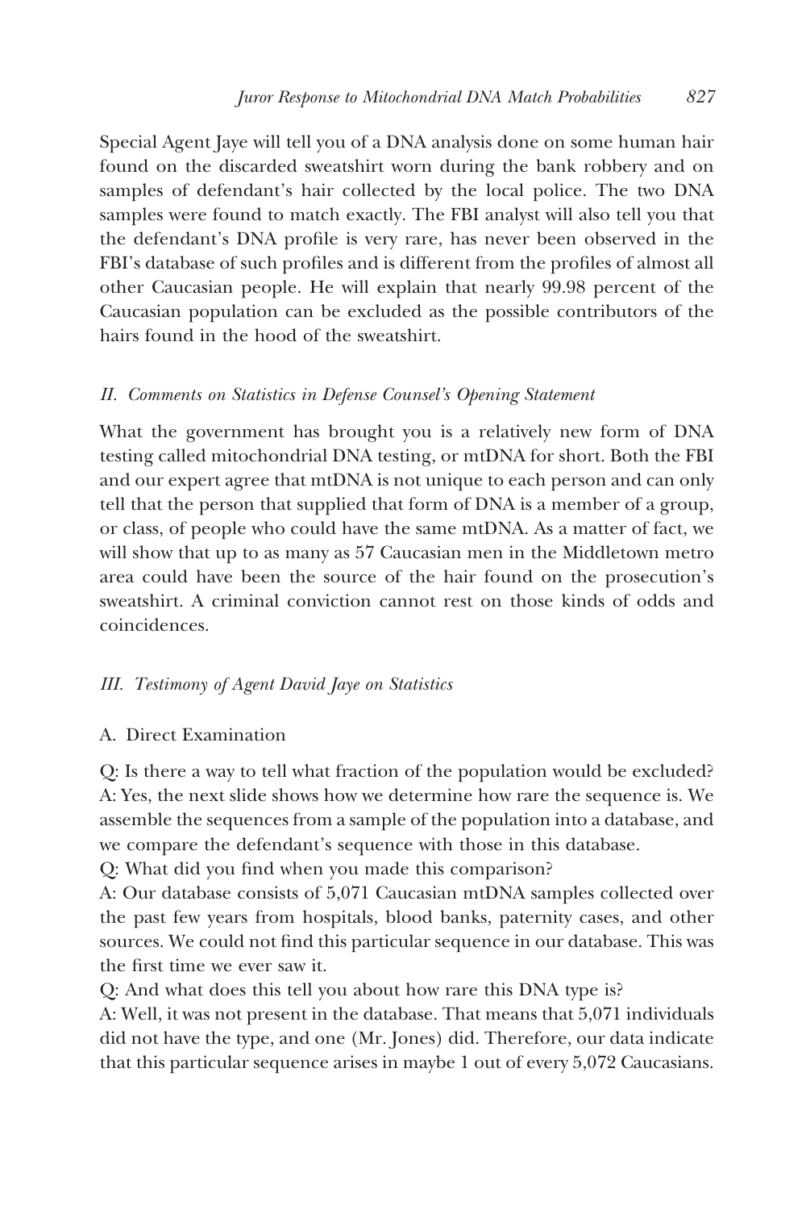Special Agent Jaye will tell you of a DNA analysis done on some human hair found on the discarded sweatshirt worn during the bank robbery and on samples of defendant's hair collected by the local police. The two DNA samples were found to match exactly. The FBI analyst will also tell you that the defendant's DNA profile is very rare, has never been observed in the FBI's database of such profiles and is different from the profiles of almost all other Caucasian people. He will explain that nearly 99.98 percent of the Caucasian population can be excluded as the possible contributors of the hairs found in the hood of the sweatshirt.

### *II. Comments on Statistics in Defense Counsel's Opening Statement*

What the government has brought you is a relatively new form of DNA testing called mitochondrial DNA testing, or mtDNA for short. Both the FBI and our expert agree that mtDNA is not unique to each person and can only tell that the person that supplied that form of DNA is a member of a group, or class, of people who could have the same mtDNA. As a matter of fact, we will show that up to as many as 57 Caucasian men in the Middletown metro area could have been the source of the hair found on the prosecution's sweatshirt. A criminal conviction cannot rest on those kinds of odds and coincidences.

### *III. Testimony of Agent David Jaye on Statistics*

#### A. Direct Examination

Q: Is there a way to tell what fraction of the population would be excluded?
A: Yes, the next slide shows how we determine how rare the sequence is. We assemble the sequences from a sample of the population into a database, and we compare the defendant's sequence with those in this database.
Q: What did you find when you made this comparison?
A: Our database consists of 5,071 Caucasian mtDNA samples collected over the past few years from hospitals, blood banks, paternity cases, and other sources. We could not find this particular sequence in our database. This was the first time we ever saw it.
Q: And what does this tell you about how rare this DNA type is?
A: Well, it was not present in the database. That means that 5,071 individuals did not have the type, and one (Mr. Jones) did. Therefore, our data indicate that this particular sequence arises in maybe 1 out of every 5,072 Caucasians.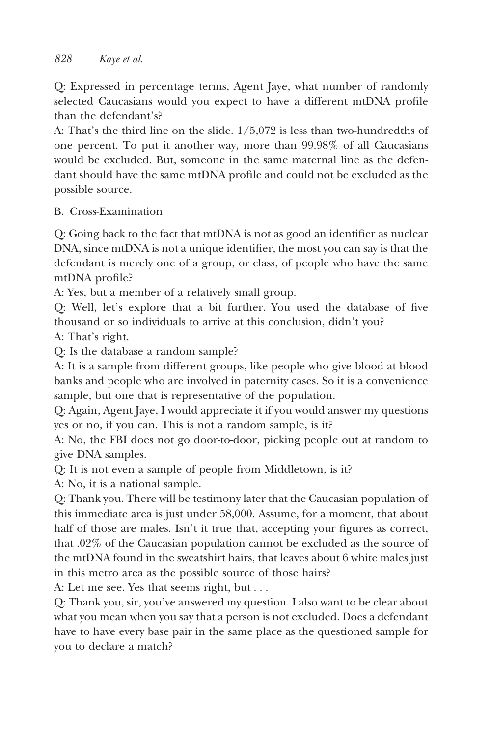Q: Expressed in percentage terms, Agent Jaye, what number of randomly selected Caucasians would you expect to have a different mtDNA profile than the defendant's?

A: That's the third line on the slide. 1/5,072 is less than two-hundredths of one percent. To put it another way, more than 99.98% of all Caucasians would be excluded. But, someone in the same maternal line as the defendant should have the same mtDNA profile and could not be excluded as the possible source.

B. Cross-Examination

Q: Going back to the fact that mtDNA is not as good an identifier as nuclear DNA, since mtDNA is not a unique identifier, the most you can say is that the defendant is merely one of a group, or class, of people who have the same mtDNA profile?

A: Yes, but a member of a relatively small group.

Q: Well, let's explore that a bit further. You used the database of five thousand or so individuals to arrive at this conclusion, didn't you?

A: That's right.

Q: Is the database a random sample?

A: It is a sample from different groups, like people who give blood at blood banks and people who are involved in paternity cases. So it is a convenience sample, but one that is representative of the population.

Q: Again, Agent Jaye, I would appreciate it if you would answer my questions yes or no, if you can. This is not a random sample, is it?

A: No, the FBI does not go door-to-door, picking people out at random to give DNA samples.

Q: It is not even a sample of people from Middletown, is it?

A: No, it is a national sample.

Q: Thank you. There will be testimony later that the Caucasian population of this immediate area is just under 58,000. Assume, for a moment, that about half of those are males. Isn't it true that, accepting your figures as correct, that .02% of the Caucasian population cannot be excluded as the source of the mtDNA found in the sweatshirt hairs, that leaves about 6 white males just in this metro area as the possible source of those hairs?

A: Let me see. Yes that seems right, but . . .

Q: Thank you, sir, you've answered my question. I also want to be clear about what you mean when you say that a person is not excluded. Does a defendant have to have every base pair in the same place as the questioned sample for you to declare a match?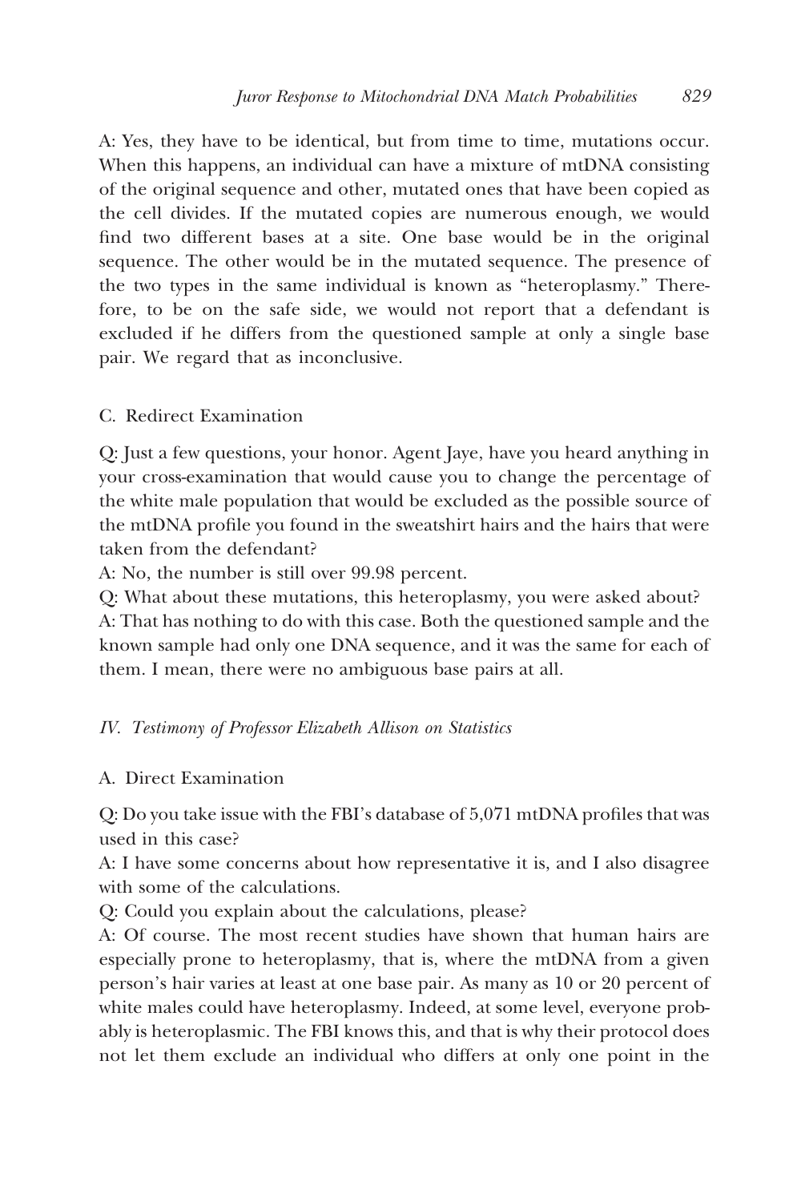A: Yes, they have to be identical, but from time to time, mutations occur. When this happens, an individual can have a mixture of mtDNA consisting of the original sequence and other, mutated ones that have been copied as the cell divides. If the mutated copies are numerous enough, we would find two different bases at a site. One base would be in the original sequence. The other would be in the mutated sequence. The presence of the two types in the same individual is known as "heteroplasmy." Therefore, to be on the safe side, we would not report that a defendant is excluded if he differs from the questioned sample at only a single base pair. We regard that as inconclusive.

### C. Redirect Examination

Q: Just a few questions, your honor. Agent Jaye, have you heard anything in your cross-examination that would cause you to change the percentage of the white male population that would be excluded as the possible source of the mtDNA profile you found in the sweatshirt hairs and the hairs that were taken from the defendant?

A: No, the number is still over 99.98 percent.

Q: What about these mutations, this heteroplasmy, you were asked about?

A: That has nothing to do with this case. Both the questioned sample and the known sample had only one DNA sequence, and it was the same for each of them. I mean, there were no ambiguous base pairs at all.

## *IV. Testimony of Professor Elizabeth Allison on Statistics*

### A. Direct Examination

Q: Do you take issue with the FBI's database of 5,071 mtDNA profiles that was used in this case?

A: I have some concerns about how representative it is, and I also disagree with some of the calculations.

Q: Could you explain about the calculations, please?

A: Of course. The most recent studies have shown that human hairs are especially prone to heteroplasmy, that is, where the mtDNA from a given person's hair varies at least at one base pair. As many as 10 or 20 percent of white males could have heteroplasmy. Indeed, at some level, everyone probably is heteroplasmic. The FBI knows this, and that is why their protocol does not let them exclude an individual who differs at only one point in the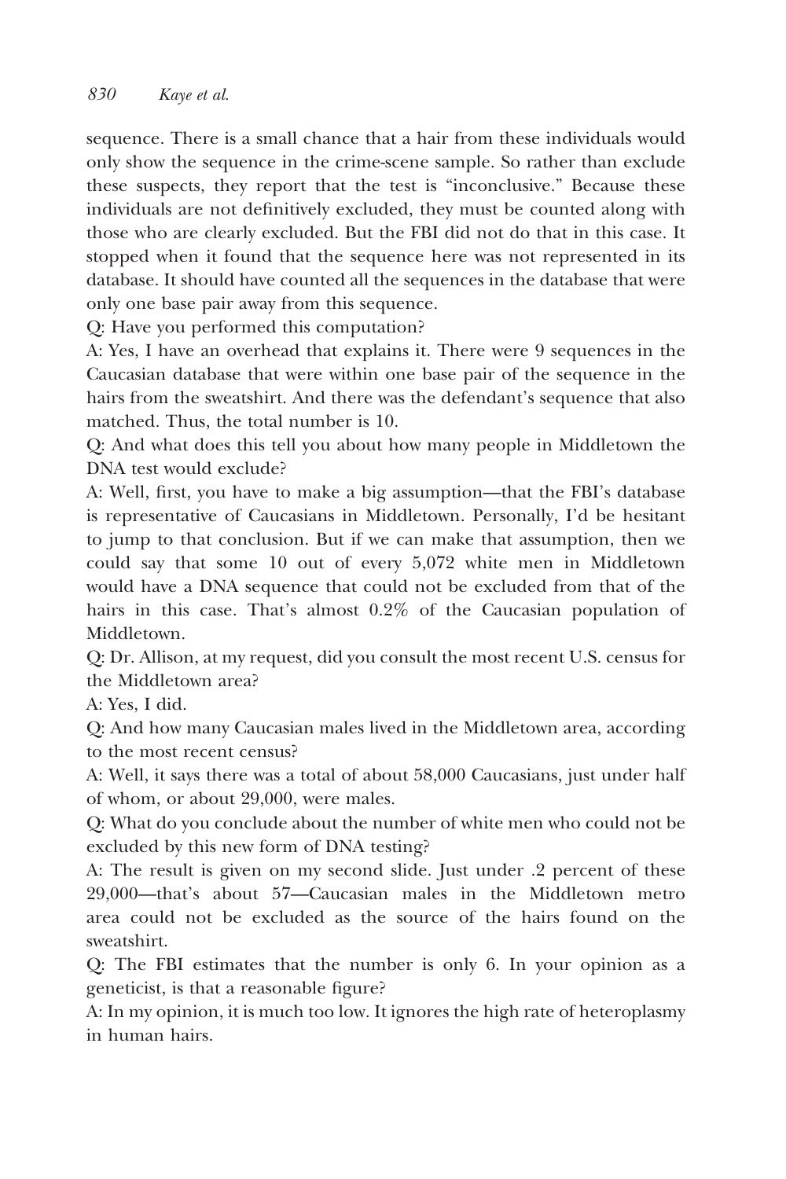sequence. There is a small chance that a hair from these individuals would only show the sequence in the crime-scene sample. So rather than exclude these suspects, they report that the test is "inconclusive." Because these individuals are not definitively excluded, they must be counted along with those who are clearly excluded. But the FBI did not do that in this case. It stopped when it found that the sequence here was not represented in its database. It should have counted all the sequences in the database that were only one base pair away from this sequence.

Q: Have you performed this computation?

A: Yes, I have an overhead that explains it. There were 9 sequences in the Caucasian database that were within one base pair of the sequence in the hairs from the sweatshirt. And there was the defendant's sequence that also matched. Thus, the total number is 10.

Q: And what does this tell you about how many people in Middletown the DNA test would exclude?

A: Well, first, you have to make a big assumption—that the FBI's database is representative of Caucasians in Middletown. Personally, I'd be hesitant to jump to that conclusion. But if we can make that assumption, then we could say that some 10 out of every 5,072 white men in Middletown would have a DNA sequence that could not be excluded from that of the hairs in this case. That's almost 0.2% of the Caucasian population of Middletown.

Q: Dr. Allison, at my request, did you consult the most recent U.S. census for the Middletown area?

A: Yes, I did.

Q: And how many Caucasian males lived in the Middletown area, according to the most recent census?

A: Well, it says there was a total of about 58,000 Caucasians, just under half of whom, or about 29,000, were males.

Q: What do you conclude about the number of white men who could not be excluded by this new form of DNA testing?

A: The result is given on my second slide. Just under .2 percent of these 29,000—that's about 57—Caucasian males in the Middletown metro area could not be excluded as the source of the hairs found on the sweatshirt.

Q: The FBI estimates that the number is only 6. In your opinion as a geneticist, is that a reasonable figure?

A: In my opinion, it is much too low. It ignores the high rate of heteroplasmy in human hairs.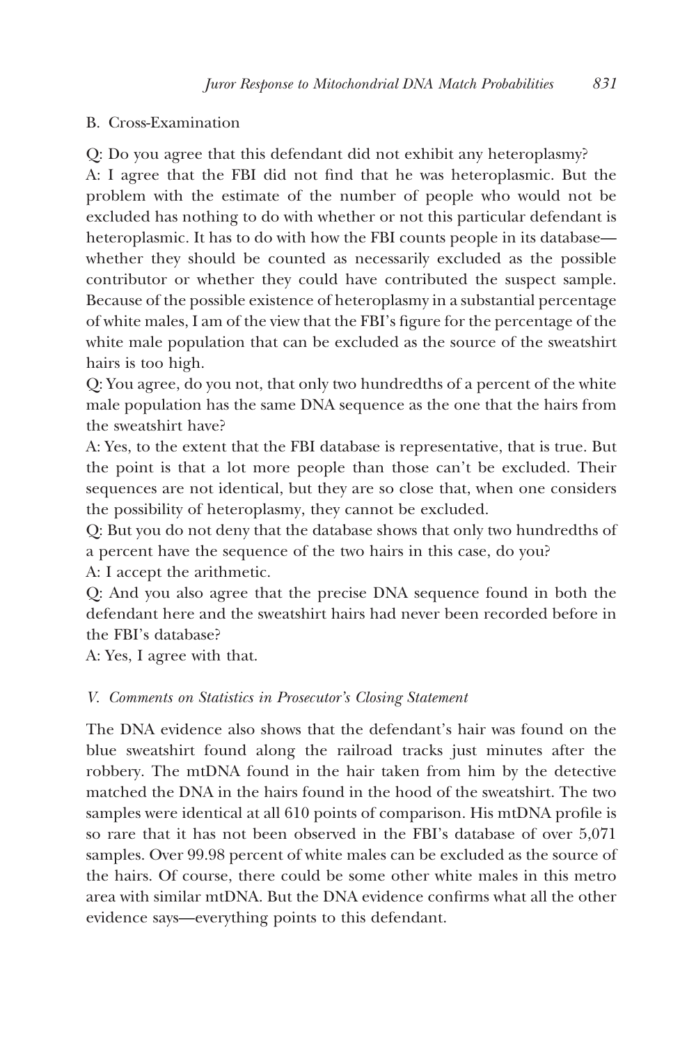B. Cross-Examination

Q: Do you agree that this defendant did not exhibit any heteroplasmy?
A: I agree that the FBI did not find that he was heteroplasmic. But the problem with the estimate of the number of people who would not be excluded has nothing to do with whether or not this particular defendant is heteroplasmic. It has to do with how the FBI counts people in its database—whether they should be counted as necessarily excluded as the possible contributor or whether they could have contributed the suspect sample. Because of the possible existence of heteroplasmy in a substantial percentage of white males, I am of the view that the FBI's figure for the percentage of the white male population that can be excluded as the source of the sweatshirt hairs is too high.
Q: You agree, do you not, that only two hundredths of a percent of the white male population has the same DNA sequence as the one that the hairs from the sweatshirt have?
A: Yes, to the extent that the FBI database is representative, that is true. But the point is that a lot more people than those can't be excluded. Their sequences are not identical, but they are so close that, when one considers the possibility of heteroplasmy, they cannot be excluded.
Q: But you do not deny that the database shows that only two hundredths of a percent have the sequence of the two hairs in this case, do you?
A: I accept the arithmetic.
Q: And you also agree that the precise DNA sequence found in both the defendant here and the sweatshirt hairs had never been recorded before in the FBI's database?
A: Yes, I agree with that.

### *V. Comments on Statistics in Prosecutor's Closing Statement*

The DNA evidence also shows that the defendant's hair was found on the blue sweatshirt found along the railroad tracks just minutes after the robbery. The mtDNA found in the hair taken from him by the detective matched the DNA in the hairs found in the hood of the sweatshirt. The two samples were identical at all 610 points of comparison. His mtDNA profile is so rare that it has not been observed in the FBI's database of over 5,071 samples. Over 99.98 percent of white males can be excluded as the source of the hairs. Of course, there could be some other white males in this metro area with similar mtDNA. But the DNA evidence confirms what all the other evidence says—everything points to this defendant.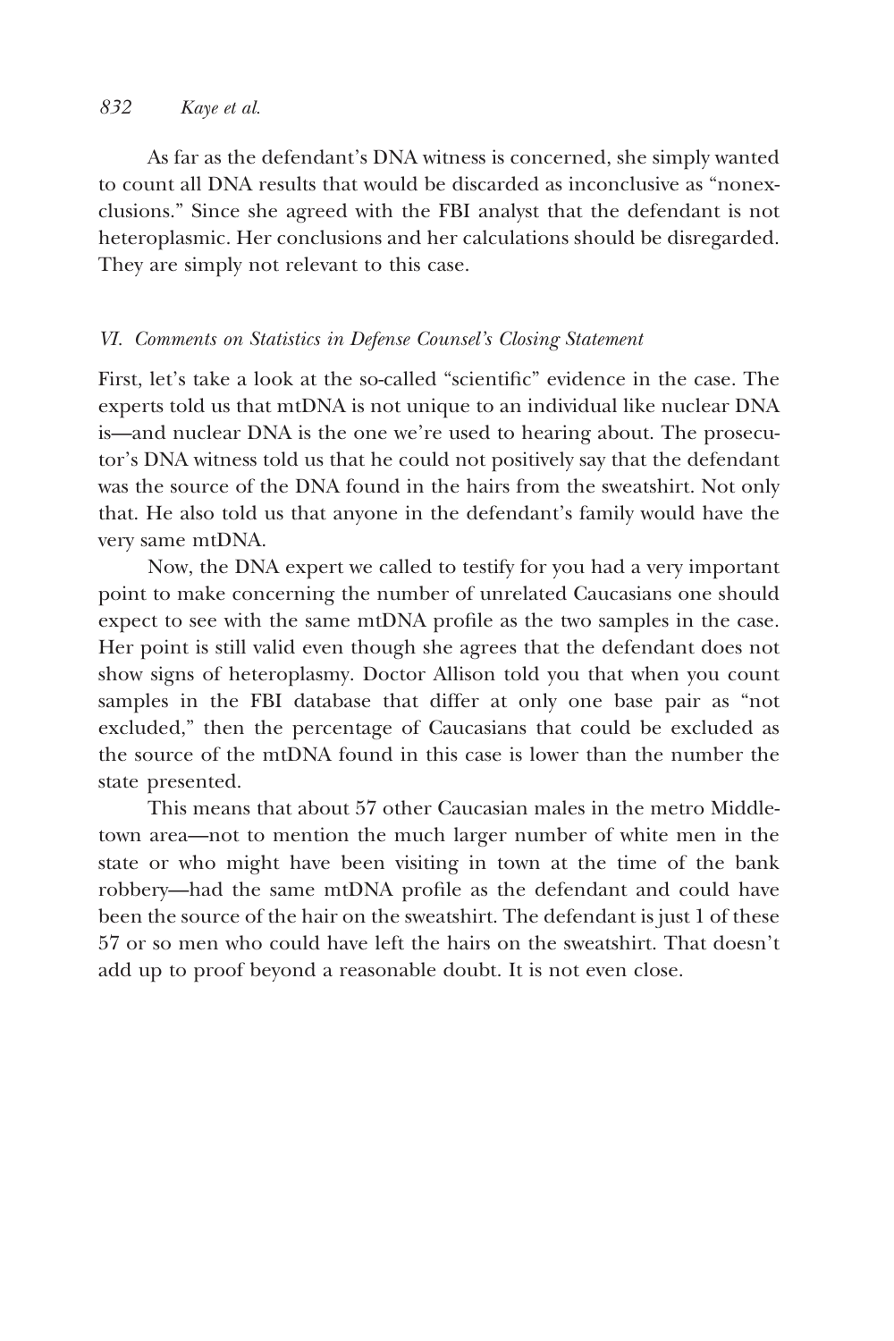As far as the defendant's DNA witness is concerned, she simply wanted to count all DNA results that would be discarded as inconclusive as "nonexclusions." Since she agreed with the FBI analyst that the defendant is not heteroplasmic. Her conclusions and her calculations should be disregarded. They are simply not relevant to this case.

### *VI. Comments on Statistics in Defense Counsel's Closing Statement*

First, let's take a look at the so-called "scientific" evidence in the case. The experts told us that mtDNA is not unique to an individual like nuclear DNA is—and nuclear DNA is the one we're used to hearing about. The prosecutor's DNA witness told us that he could not positively say that the defendant was the source of the DNA found in the hairs from the sweatshirt. Not only that. He also told us that anyone in the defendant's family would have the very same mtDNA.

Now, the DNA expert we called to testify for you had a very important point to make concerning the number of unrelated Caucasians one should expect to see with the same mtDNA profile as the two samples in the case. Her point is still valid even though she agrees that the defendant does not show signs of heteroplasmy. Doctor Allison told you that when you count samples in the FBI database that differ at only one base pair as "not excluded," then the percentage of Caucasians that could be excluded as the source of the mtDNA found in this case is lower than the number the state presented.

This means that about 57 other Caucasian males in the metro Middletown area—not to mention the much larger number of white men in the state or who might have been visiting in town at the time of the bank robbery—had the same mtDNA profile as the defendant and could have been the source of the hair on the sweatshirt. The defendant is just 1 of these 57 or so men who could have left the hairs on the sweatshirt. That doesn't add up to proof beyond a reasonable doubt. It is not even close.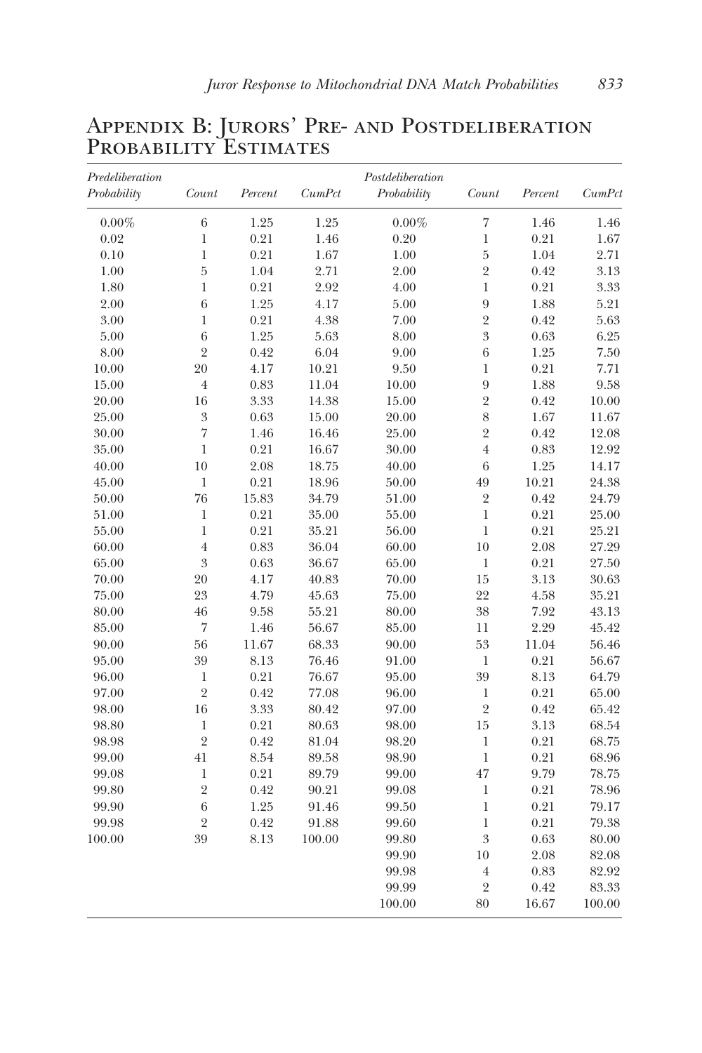## Appendix B: Jurors' Pre- and Postdeliberation Probability Estimates

| *Predeliberation Probability* | *Count* | *Percent* | *CumPct* | *Postdeliberation Probability* | *Count* | *Percent* | *CumPct* |
|---|---|---|---|---|---|---|---|
| 0.00% | 6 | 1.25 | 1.25 | 0.00% | 7 | 1.46 | 1.46 |
| 0.02 | 1 | 0.21 | 1.46 | 0.20 | 1 | 0.21 | 1.67 |
| 0.10 | 1 | 0.21 | 1.67 | 1.00 | 5 | 1.04 | 2.71 |
| 1.00 | 5 | 1.04 | 2.71 | 2.00 | 2 | 0.42 | 3.13 |
| 1.80 | 1 | 0.21 | 2.92 | 4.00 | 1 | 0.21 | 3.33 |
| 2.00 | 6 | 1.25 | 4.17 | 5.00 | 9 | 1.88 | 5.21 |
| 3.00 | 1 | 0.21 | 4.38 | 7.00 | 2 | 0.42 | 5.63 |
| 5.00 | 6 | 1.25 | 5.63 | 8.00 | 3 | 0.63 | 6.25 |
| 8.00 | 2 | 0.42 | 6.04 | 9.00 | 6 | 1.25 | 7.50 |
| 10.00 | 20 | 4.17 | 10.21 | 9.50 | 1 | 0.21 | 7.71 |
| 15.00 | 4 | 0.83 | 11.04 | 10.00 | 9 | 1.88 | 9.58 |
| 20.00 | 16 | 3.33 | 14.38 | 15.00 | 2 | 0.42 | 10.00 |
| 25.00 | 3 | 0.63 | 15.00 | 20.00 | 8 | 1.67 | 11.67 |
| 30.00 | 7 | 1.46 | 16.46 | 25.00 | 2 | 0.42 | 12.08 |
| 35.00 | 1 | 0.21 | 16.67 | 30.00 | 4 | 0.83 | 12.92 |
| 40.00 | 10 | 2.08 | 18.75 | 40.00 | 6 | 1.25 | 14.17 |
| 45.00 | 1 | 0.21 | 18.96 | 50.00 | 49 | 10.21 | 24.38 |
| 50.00 | 76 | 15.83 | 34.79 | 51.00 | 2 | 0.42 | 24.79 |
| 51.00 | 1 | 0.21 | 35.00 | 55.00 | 1 | 0.21 | 25.00 |
| 55.00 | 1 | 0.21 | 35.21 | 56.00 | 1 | 0.21 | 25.21 |
| 60.00 | 4 | 0.83 | 36.04 | 60.00 | 10 | 2.08 | 27.29 |
| 65.00 | 3 | 0.63 | 36.67 | 65.00 | 1 | 0.21 | 27.50 |
| 70.00 | 20 | 4.17 | 40.83 | 70.00 | 15 | 3.13 | 30.63 |
| 75.00 | 23 | 4.79 | 45.63 | 75.00 | 22 | 4.58 | 35.21 |
| 80.00 | 46 | 9.58 | 55.21 | 80.00 | 38 | 7.92 | 43.13 |
| 85.00 | 7 | 1.46 | 56.67 | 85.00 | 11 | 2.29 | 45.42 |
| 90.00 | 56 | 11.67 | 68.33 | 90.00 | 53 | 11.04 | 56.46 |
| 95.00 | 39 | 8.13 | 76.46 | 91.00 | 1 | 0.21 | 56.67 |
| 96.00 | 1 | 0.21 | 76.67 | 95.00 | 39 | 8.13 | 64.79 |
| 97.00 | 2 | 0.42 | 77.08 | 96.00 | 1 | 0.21 | 65.00 |
| 98.00 | 16 | 3.33 | 80.42 | 97.00 | 2 | 0.42 | 65.42 |
| 98.80 | 1 | 0.21 | 80.63 | 98.00 | 15 | 3.13 | 68.54 |
| 98.98 | 2 | 0.42 | 81.04 | 98.20 | 1 | 0.21 | 68.75 |
| 99.00 | 41 | 8.54 | 89.58 | 98.90 | 1 | 0.21 | 68.96 |
| 99.08 | 1 | 0.21 | 89.79 | 99.00 | 47 | 9.79 | 78.75 |
| 99.80 | 2 | 0.42 | 90.21 | 99.08 | 1 | 0.21 | 78.96 |
| 99.90 | 6 | 1.25 | 91.46 | 99.50 | 1 | 0.21 | 79.17 |
| 99.98 | 2 | 0.42 | 91.88 | 99.60 | 1 | 0.21 | 79.38 |
| 100.00 | 39 | 8.13 | 100.00 | 99.80 | 3 | 0.63 | 80.00 |
| | | | | 99.90 | 10 | 2.08 | 82.08 |
| | | | | 99.98 | 4 | 0.83 | 82.92 |
| | | | | 99.99 | 2 | 0.42 | 83.33 |
| | | | | 100.00 | 80 | 16.67 | 100.00 |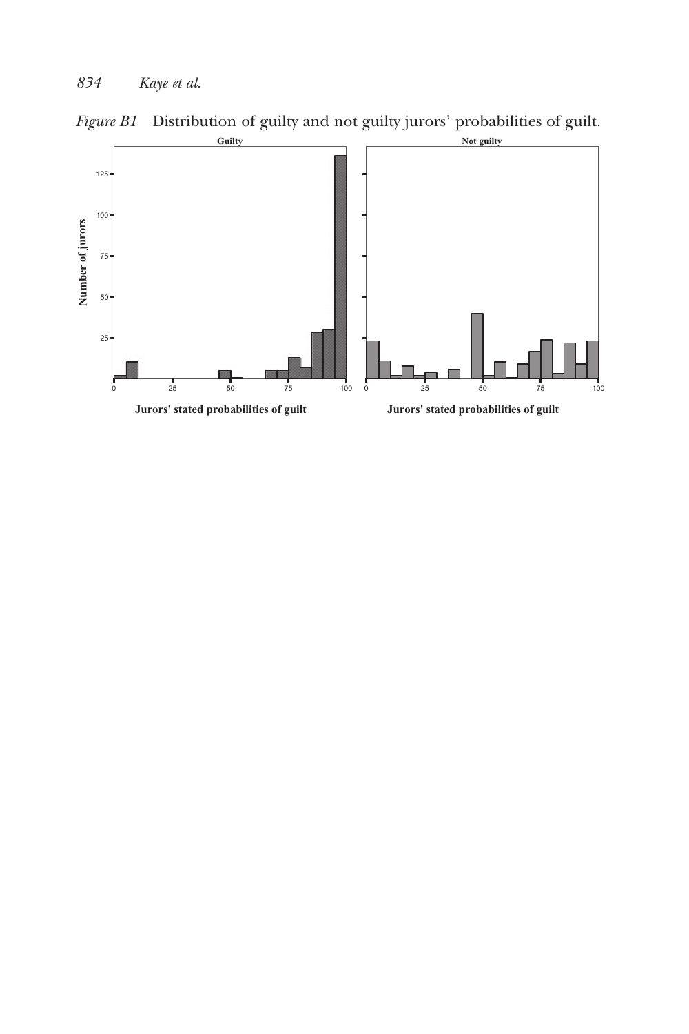*Figure B1* Distribution of guilty and not guilty jurors' probabilities of guilt.

Guilty

Not guilty

Number of jurors

125

100

75

50

25

0 25 50 75 100

0 25 50 75 100

Jurors' stated probabilities of guilt

Jurors' stated probabilities of guilt